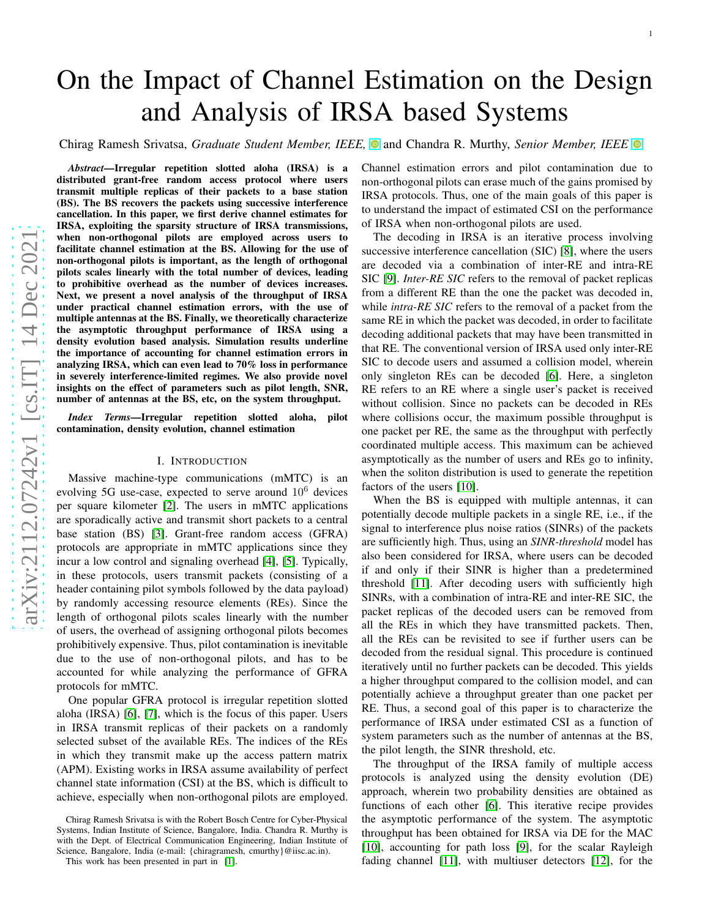# On the Impact of Channel Estimation on the Design and Analysis of IRSA based Systems

Chirag Ramesh Srivatsa, *Graduate Student Member, IEEE,* and Chandra R. Murthy, *Senior Member, IEEE*

***Abstract*—Irregular repetition slotted aloha (IRSA) is a distributed grant-free random access protocol where users transmit multiple replicas of their packets to a base station (BS). The BS recovers the packets using successive interference cancellation. In this paper, we first derive channel estimates for IRSA, exploiting the sparsity structure of IRSA transmissions, when non-orthogonal pilots are employed across users to facilitate channel estimation at the BS. Allowing for the use of non-orthogonal pilots is important, as the length of orthogonal pilots scales linearly with the total number of devices, leading to prohibitive overhead as the number of devices increases. Next, we present a novel analysis of the throughput of IRSA under practical channel estimation errors, with the use of multiple antennas at the BS. Finally, we theoretically characterize the asymptotic throughput performance of IRSA using a density evolution based analysis. Simulation results underline the importance of accounting for channel estimation errors in analyzing IRSA, which can even lead to 70% loss in performance in severely interference-limited regimes. We also provide novel insights on the effect of parameters such as pilot length, SNR, number of antennas at the BS, etc, on the system throughput.**

***Index Terms*—Irregular repetition slotted aloha, pilot contamination, density evolution, channel estimation**

## I. Introduction

Massive machine-type communications (mMTC) is an evolving 5G use-case, expected to serve around $10^6$ devices per square kilometer [2]. The users in mMTC applications are sporadically active and transmit short packets to a central base station (BS) [3]. Grant-free random access (GFRA) protocols are appropriate in mMTC applications since they incur a low control and signaling overhead [4], [5]. Typically, in these protocols, users transmit packets (consisting of a header containing pilot symbols followed by the data payload) by randomly accessing resource elements (REs). Since the length of orthogonal pilots scales linearly with the number of users, the overhead of assigning orthogonal pilots becomes prohibitively expensive. Thus, pilot contamination is inevitable due to the use of non-orthogonal pilots, and has to be accounted for while analyzing the performance of GFRA protocols for mMTC.

One popular GFRA protocol is irregular repetition slotted aloha (IRSA) [6], [7], which is the focus of this paper. Users in IRSA transmit replicas of their packets on a randomly selected subset of the available REs. The indices of the REs in which they transmit make up the access pattern matrix (APM). Existing works in IRSA assume availability of perfect channel state information (CSI) at the BS, which is difficult to achieve, especially when non-orthogonal pilots are employed. Channel estimation errors and pilot contamination due to non-orthogonal pilots can erase much of the gains promised by IRSA protocols. Thus, one of the main goals of this paper is to understand the impact of estimated CSI on the performance of IRSA when non-orthogonal pilots are used.

The decoding in IRSA is an iterative process involving successive interference cancellation (SIC) [8], where the users are decoded via a combination of inter-RE and intra-RE SIC [9]. *Inter-RE SIC* refers to the removal of packet replicas from a different RE than the one the packet was decoded in, while *intra-RE SIC* refers to the removal of a packet from the same RE in which the packet was decoded, in order to facilitate decoding additional packets that may have been transmitted in that RE. The conventional version of IRSA used only inter-RE SIC to decode users and assumed a collision model, wherein only singleton REs can be decoded [6]. Here, a singleton RE refers to an RE where a single user's packet is received without collision. Since no packets can be decoded in REs where collisions occur, the maximum possible throughput is one packet per RE, the same as the throughput with perfectly coordinated multiple access. This maximum can be achieved asymptotically as the number of users and REs go to infinity, when the soliton distribution is used to generate the repetition factors of the users [10].

When the BS is equipped with multiple antennas, it can potentially decode multiple packets in a single RE, i.e., if the signal to interference plus noise ratios (SINRs) of the packets are sufficiently high. Thus, using an *SINR-threshold* model has also been considered for IRSA, where users can be decoded if and only if their SINR is higher than a predetermined threshold [11]. After decoding users with sufficiently high SINRs, with a combination of intra-RE and inter-RE SIC, the packet replicas of the decoded users can be removed from all the REs in which they have transmitted packets. Then, all the REs can be revisited to see if further users can be decoded from the residual signal. This procedure is continued iteratively until no further packets can be decoded. This yields a higher throughput compared to the collision model, and can potentially achieve a throughput greater than one packet per RE. Thus, a second goal of this paper is to characterize the performance of IRSA under estimated CSI as a function of system parameters such as the number of antennas at the BS, the pilot length, the SINR threshold, etc.

The throughput of the IRSA family of multiple access protocols is analyzed using the density evolution (DE) approach, wherein two probability densities are obtained as functions of each other [6]. This iterative recipe provides the asymptotic performance of the system. The asymptotic throughput has been obtained for IRSA via DE for the MAC [10], accounting for path loss [9], for the scalar Rayleigh fading channel [11], with multiuser detectors [12], for the

Chirag Ramesh Srivatsa is with the Robert Bosch Centre for Cyber-Physical Systems, Indian Institute of Science, Bangalore, India. Chandra R. Murthy is with the Dept. of Electrical Communication Engineering, Indian Institute of Science, Bangalore, India (e-mail: {chiragramesh, cmurthy}@iisc.ac.in).

This work has been presented in part in [1].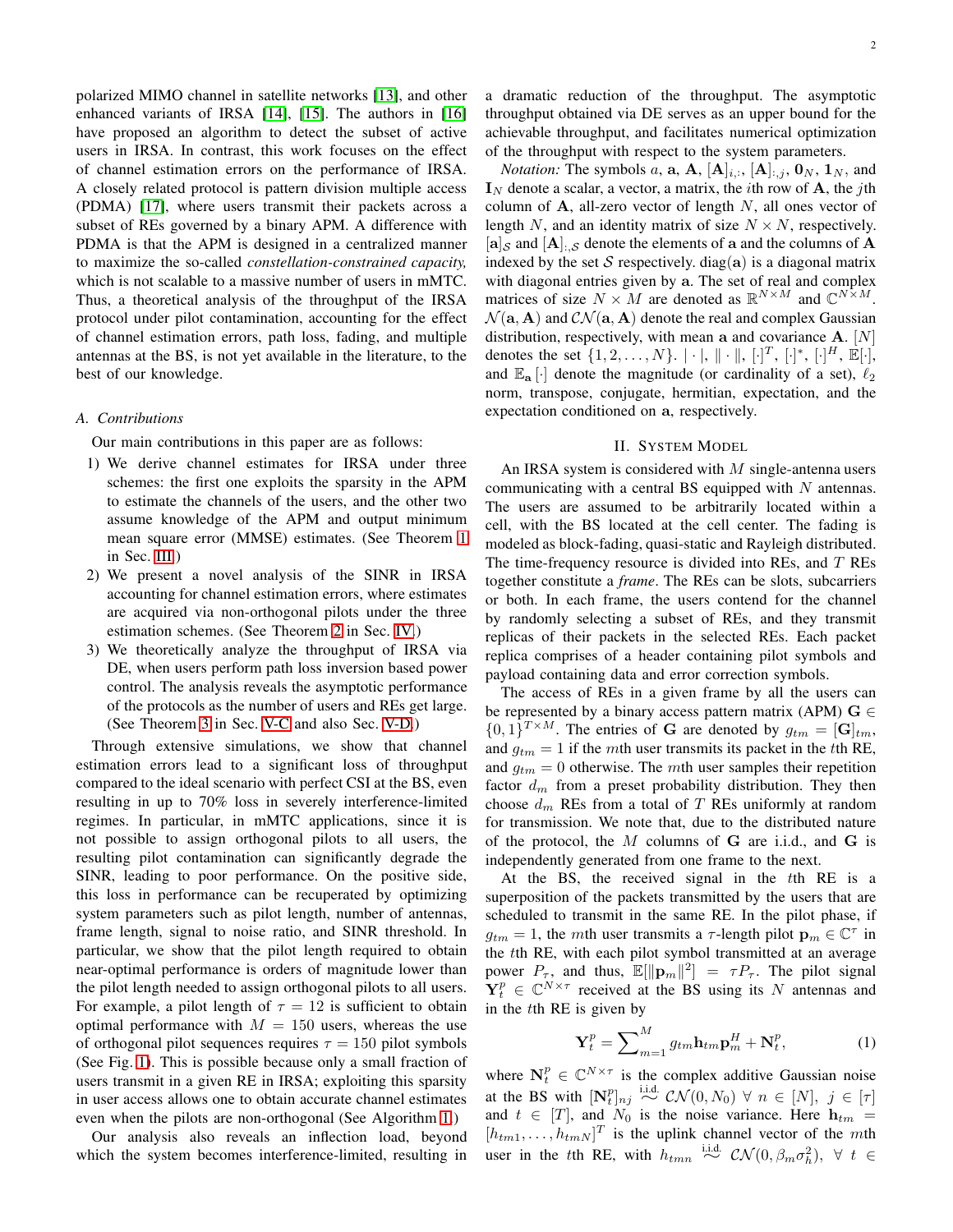polarized MIMO channel in satellite networks [13], and other enhanced variants of IRSA [14], [15]. The authors in [16] have proposed an algorithm to detect the subset of active users in IRSA. In contrast, this work focuses on the effect of channel estimation errors on the performance of IRSA. A closely related protocol is pattern division multiple access (PDMA) [17], where users transmit their packets across a subset of REs governed by a binary APM. A difference with PDMA is that the APM is designed in a centralized manner to maximize the so-called *constellation-constrained capacity,* which is not scalable to a massive number of users in mMTC. Thus, a theoretical analysis of the throughput of the IRSA protocol under pilot contamination, accounting for the effect of channel estimation errors, path loss, fading, and multiple antennas at the BS, is not yet available in the literature, to the best of our knowledge.

### A. Contributions

Our main contributions in this paper are as follows:

1) We derive channel estimates for IRSA under three schemes: the first one exploits the sparsity in the APM to estimate the channels of the users, and the other two assume knowledge of the APM and output minimum mean square error (MMSE) estimates. (See Theorem 1 in Sec. III.)
2) We present a novel analysis of the SINR in IRSA accounting for channel estimation errors, where estimates are acquired via non-orthogonal pilots under the three estimation schemes. (See Theorem 2 in Sec. IV.)
3) We theoretically analyze the throughput of IRSA via DE, when users perform path loss inversion based power control. The analysis reveals the asymptotic performance of the protocols as the number of users and REs get large. (See Theorem 3 in Sec. V-C and also Sec. V-D.)

Through extensive simulations, we show that channel estimation errors lead to a significant loss of throughput compared to the ideal scenario with perfect CSI at the BS, even resulting in up to 70% loss in severely interference-limited regimes. In particular, in mMTC applications, since it is not possible to assign orthogonal pilots to all users, the resulting pilot contamination can significantly degrade the SINR, leading to poor performance. On the positive side, this loss in performance can be recuperated by optimizing system parameters such as pilot length, number of antennas, frame length, signal to noise ratio, and SINR threshold. In particular, we show that the pilot length required to obtain near-optimal performance is orders of magnitude lower than the pilot length needed to assign orthogonal pilots to all users. For example, a pilot length of $\tau = 12$ is sufficient to obtain optimal performance with $M = 150$ users, whereas the use of orthogonal pilot sequences requires $\tau = 150$ pilot symbols (See Fig. 1). This is possible because only a small fraction of users transmit in a given RE in IRSA; exploiting this sparsity in user access allows one to obtain accurate channel estimates even when the pilots are non-orthogonal (See Algorithm 1.)

Our analysis also reveals an inflection load, beyond which the system becomes interference-limited, resulting in a dramatic reduction of the throughput. The asymptotic throughput obtained via DE serves as an upper bound for the achievable throughput, and facilitates numerical optimization of the throughput with respect to the system parameters.

*Notation:* The symbols $a$, $\mathbf{a}$, $\mathbf{A}$, $[\mathbf{A}]_{i,:}$, $[\mathbf{A}]_{:,j}$, $\mathbf{0}_N$, $\mathbf{1}_N$, and $\mathbf{I}_N$ denote a scalar, a vector, a matrix, the $i$th row of $\mathbf{A}$, the $j$th column of $\mathbf{A}$, all-zero vector of length $N$, all ones vector of length $N$, and an identity matrix of size $N \times N$, respectively. $[\mathbf{a}]_{\mathcal{S}}$ and $[\mathbf{A}]_{:,\mathcal{S}}$ denote the elements of $\mathbf{a}$ and the columns of $\mathbf{A}$ indexed by the set $\mathcal{S}$ respectively. $\text{diag}(\mathbf{a})$ is a diagonal matrix with diagonal entries given by $\mathbf{a}$. The set of real and complex matrices of size $N \times M$ are denoted as $\mathbb{R}^{N\times M}$ and $\mathbb{C}^{N\times M}$. $\mathcal{N}(\mathbf{a}, \mathbf{A})$ and $\mathcal{CN}(\mathbf{a}, \mathbf{A})$ denote the real and complex Gaussian distribution, respectively, with mean $\mathbf{a}$ and covariance $\mathbf{A}$. $[N]$ denotes the set $\{1, 2, \ldots, N\}$. $|\cdot|$, $\|\cdot\|$, $[\cdot]^T$, $[\cdot]^*$, $[\cdot]^H$, $\mathbb{E}[\cdot]$, and $\mathbb{E}_{\mathbf{a}}[\cdot]$ denote the magnitude (or cardinality of a set), $\ell_2$ norm, transpose, conjugate, hermitian, expectation, and the expectation conditioned on $\mathbf{a}$, respectively.

## II. System Model

An IRSA system is considered with $M$ single-antenna users communicating with a central BS equipped with $N$ antennas. The users are assumed to be arbitrarily located within a cell, with the BS located at the cell center. The fading is modeled as block-fading, quasi-static and Rayleigh distributed. The time-frequency resource is divided into REs, and $T$ REs together constitute a *frame*. The REs can be slots, subcarriers or both. In each frame, the users contend for the channel by randomly selecting a subset of REs, and they transmit replicas of their packets in the selected REs. Each packet replica comprises of a header containing pilot symbols and payload containing data and error correction symbols.

The access of REs in a given frame by all the users can be represented by a binary access pattern matrix (APM) $\mathbf{G} \in \{0, 1\}^{T\times M}$. The entries of $\mathbf{G}$ are denoted by $g_{tm} = [\mathbf{G}]_{tm}$, and $g_{tm} = 1$ if the $m$th user transmits its packet in the $t$th RE, and $g_{tm} = 0$ otherwise. The $m$th user samples their repetition factor $d_m$ from a preset probability distribution. They then choose $d_m$ REs from a total of $T$ REs uniformly at random for transmission. We note that, due to the distributed nature of the protocol, the $M$ columns of $\mathbf{G}$ are i.i.d., and $\mathbf{G}$ is independently generated from one frame to the next.

At the BS, the received signal in the $t$th RE is a superposition of the packets transmitted by the users that are scheduled to transmit in the same RE. In the pilot phase, if $g_{tm} = 1$, the $m$th user transmits a $\tau$-length pilot $\mathbf{p}_m \in \mathbb{C}^{\tau}$ in the $t$th RE, with each pilot symbol transmitted at an average power $P_\tau$, and thus, $\mathbb{E}[\|\mathbf{p}_m\|^2] = \tau P_\tau$. The pilot signal $\mathbf{Y}_t^p \in \mathbb{C}^{N\times\tau}$ received at the BS using its $N$ antennas and in the $t$th RE is given by

$$\mathbf{Y}_t^p = \sum\nolimits_{m=1}^{M} g_{tm}\mathbf{h}_{tm}\mathbf{p}_m^H + \mathbf{N}_t^p, \tag{1}$$

where $\mathbf{N}_t^p \in \mathbb{C}^{N\times\tau}$ is the complex additive Gaussian noise at the BS with $[\mathbf{N}_t^p]_{nj} \overset{\text{i.i.d.}}{\sim} \mathcal{CN}(0, N_0)\ \forall\ n \in [N],\ j \in [\tau]$ and $t \in [T]$, and $N_0$ is the noise variance. Here $\mathbf{h}_{tm} = [h_{tm1}, \ldots, h_{tmN}]^T$ is the uplink channel vector of the $m$th user in the $t$th RE, with $h_{tmn} \overset{\text{i.i.d.}}{\sim} \mathcal{CN}(0, \beta_m\sigma_h^2),\ \forall\ t \in$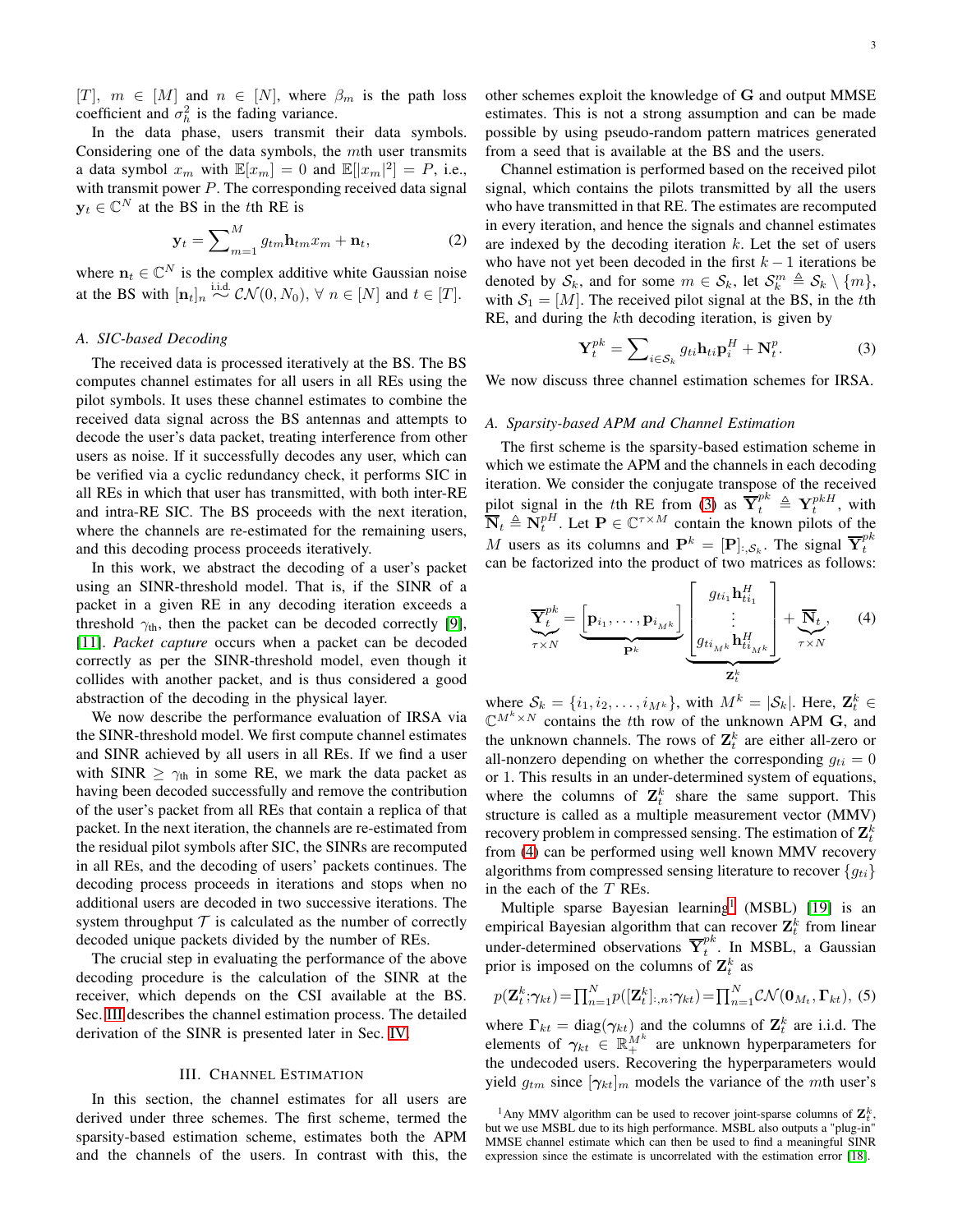$[T]$, $m \in [M]$ and $n \in [N]$, where $\beta_m$ is the path loss coefficient and $\sigma_h^2$ is the fading variance.

In the data phase, users transmit their data symbols. Considering one of the data symbols, the $m$th user transmits a data symbol $x_m$ with $\mathbb{E}[x_m] = 0$ and $\mathbb{E}[|x_m|^2] = P$, i.e., with transmit power $P$. The corresponding received data signal $\mathbf{y}_t \in \mathbb{C}^N$ at the BS in the $t$th RE is

$$\mathbf{y}_t = \sum\nolimits_{m=1}^{M} g_{tm}\mathbf{h}_{tm}x_m + \mathbf{n}_t, \tag{2}$$

where $\mathbf{n}_t \in \mathbb{C}^N$ is the complex additive white Gaussian noise at the BS with $[\mathbf{n}_t]_n \overset{\text{i.i.d.}}{\sim} \mathcal{CN}(0, N_0)$, $\forall\ n \in [N]$ and $t \in [T]$.

### A. SIC-based Decoding

The received data is processed iteratively at the BS. The BS computes channel estimates for all users in all REs using the pilot symbols. It uses these channel estimates to combine the received data signal across the BS antennas and attempts to decode the user's data packet, treating interference from other users as noise. If it successfully decodes any user, which can be verified via a cyclic redundancy check, it performs SIC in all REs in which that user has transmitted, with both inter-RE and intra-RE SIC. The BS proceeds with the next iteration, where the channels are re-estimated for the remaining users, and this decoding process proceeds iteratively.

In this work, we abstract the decoding of a user's packet using an SINR-threshold model. That is, if the SINR of a packet in a given RE in any decoding iteration exceeds a threshold $\gamma_{\text{th}}$, then the packet can be decoded correctly [9], [11]. *Packet capture* occurs when a packet can be decoded correctly as per the SINR-threshold model, even though it collides with another packet, and is thus considered a good abstraction of the decoding in the physical layer.

We now describe the performance evaluation of IRSA via the SINR-threshold model. We first compute channel estimates and SINR achieved by all users in all REs. If we find a user with SINR $\geq \gamma_{\text{th}}$ in some RE, we mark the data packet as having been decoded successfully and remove the contribution of the user's packet from all REs that contain a replica of that packet. In the next iteration, the channels are re-estimated from the residual pilot symbols after SIC, the SINRs are recomputed in all REs, and the decoding of users' packets continues. The decoding process proceeds in iterations and stops when no additional users are decoded in two successive iterations. The system throughput $\mathcal{T}$ is calculated as the number of correctly decoded unique packets divided by the number of REs.

The crucial step in evaluating the performance of the above decoding procedure is the calculation of the SINR at the receiver, which depends on the CSI available at the BS. Sec. III describes the channel estimation process. The detailed derivation of the SINR is presented later in Sec. IV.

## III. Channel Estimation

In this section, the channel estimates for all users are derived under three schemes. The first scheme, termed the sparsity-based estimation scheme, estimates both the APM and the channels of the users. In contrast with this, the other schemes exploit the knowledge of $\mathbf{G}$ and output MMSE estimates. This is not a strong assumption and can be made possible by using pseudo-random pattern matrices generated from a seed that is available at the BS and the users.

Channel estimation is performed based on the received pilot signal, which contains the pilots transmitted by all the users who have transmitted in that RE. The estimates are recomputed in every iteration, and hence the signals and channel estimates are indexed by the decoding iteration $k$. Let the set of users who have not yet been decoded in the first $k-1$ iterations be denoted by $\mathcal{S}_k$, and for some $m \in \mathcal{S}_k$, let $\mathcal{S}_k^m \triangleq \mathcal{S}_k \setminus \{m\}$, with $\mathcal{S}_1 = [M]$. The received pilot signal at the BS, in the $t$th RE, and during the $k$th decoding iteration, is given by

$$\mathbf{Y}_t^{pk} = \sum\nolimits_{i \in \mathcal{S}_k} g_{ti}\mathbf{h}_{ti}\mathbf{p}_i^H + \mathbf{N}_t^p. \tag{3}$$

We now discuss three channel estimation schemes for IRSA.

### A. Sparsity-based APM and Channel Estimation

The first scheme is the sparsity-based estimation scheme in which we estimate the APM and the channels in each decoding iteration. We consider the conjugate transpose of the received pilot signal in the $t$th RE from (3) as $\overline{\mathbf{Y}}_t^{pk} \triangleq \mathbf{Y}_t^{pkH}$, with $\overline{\mathbf{N}}_t \triangleq \mathbf{N}_t^{pH}$. Let $\mathbf{P} \in \mathbb{C}^{\tau \times M}$ contain the known pilots of the $M$ users as its columns and $\mathbf{P}^k = [\mathbf{P}]_{:,\mathcal{S}_k}$. The signal $\overline{\mathbf{Y}}_t^{pk}$ can be factorized into the product of two matrices as follows:

$$\underbrace{\overline{\mathbf{Y}}_t^{pk}}_{\tau \times N} = \underbrace{\left[\mathbf{p}_{i_1}, \ldots, \mathbf{p}_{i_{M^k}}\right]}_{\mathbf{P}^k} \underbrace{\begin{bmatrix} g_{ti_1}\mathbf{h}_{ti_1}^H \\ \vdots \\ g_{ti_{M^k}}\mathbf{h}_{ti_{M^k}}^H \end{bmatrix}}_{\mathbf{Z}_t^k} + \underbrace{\overline{\mathbf{N}}_t}_{\tau \times N}, \tag{4}$$

where $\mathcal{S}_k = \{i_1, i_2, \ldots, i_{M^k}\}$, with $M^k = |\mathcal{S}_k|$. Here, $\mathbf{Z}_t^k \in \mathbb{C}^{M^k \times N}$ contains the $t$th row of the unknown APM $\mathbf{G}$, and the unknown channels. The rows of $\mathbf{Z}_t^k$ are either all-zero or all-nonzero depending on whether the corresponding $g_{ti} = 0$ or 1. This results in an under-determined system of equations, where the columns of $\mathbf{Z}_t^k$ share the same support. This structure is called as a multiple measurement vector (MMV) recovery problem in compressed sensing. The estimation of $\mathbf{Z}_t^k$ from (4) can be performed using well known MMV recovery algorithms from compressed sensing literature to recover $\{g_{ti}\}$ in the each of the $T$ REs.

Multiple sparse Bayesian learning[1] (MSBL) [19] is an empirical Bayesian algorithm that can recover $\mathbf{Z}_t^k$ from linear under-determined observations $\overline{\mathbf{Y}}_t^{pk}$. In MSBL, a Gaussian prior is imposed on the columns of $\mathbf{Z}_t^k$ as

$$p(\mathbf{Z}_t^k;\boldsymbol{\gamma}_{kt}) = \prod\nolimits_{n=1}^{N} p([\mathbf{Z}_t^k]_{:,n};\boldsymbol{\gamma}_{kt}) = \prod\nolimits_{n=1}^{N} \mathcal{CN}(\mathbf{0}_{M_t}, \boldsymbol{\Gamma}_{kt}), \tag{5}$$

where $\boldsymbol{\Gamma}_{kt} = \text{diag}(\boldsymbol{\gamma}_{kt})$ and the columns of $\mathbf{Z}_t^k$ are i.i.d. The elements of $\boldsymbol{\gamma}_{kt} \in \mathbb{R}_+^{M^k}$ are unknown hyperparameters for the undecoded users. Recovering the hyperparameters would yield $g_{tm}$ since $[\boldsymbol{\gamma}_{kt}]_m$ models the variance of the $m$th user's

[1] Any MMV algorithm can be used to recover joint-sparse columns of $\mathbf{Z}_t^k$, but we use MSBL due to its high performance. MSBL also outputs a "plug-in" MMSE channel estimate which can then be used to find a meaningful SINR expression since the estimate is uncorrelated with the estimation error [18].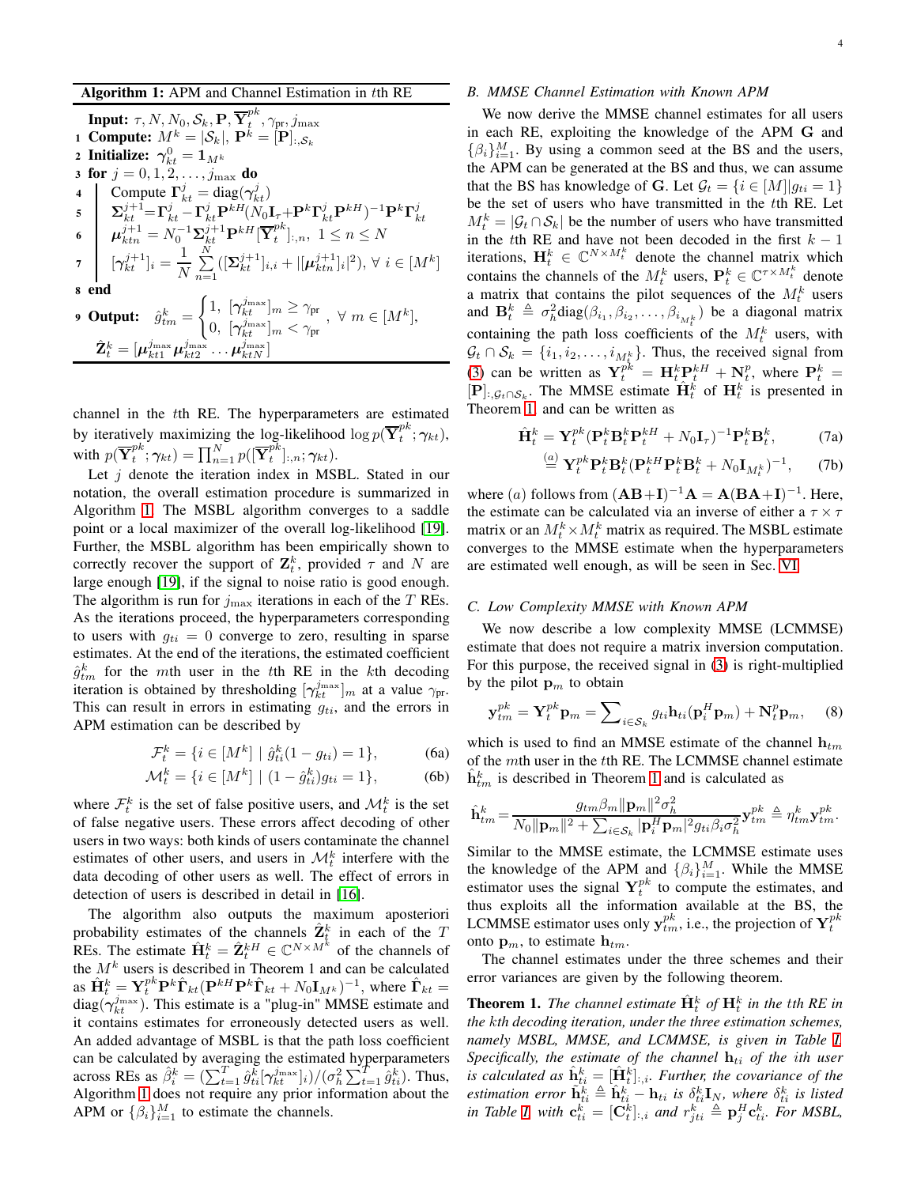**Algorithm 1:** APM and Channel Estimation in $t$th RE

**Input:** $\tau, N, N_0, \mathcal{S}_k, \mathbf{P}, \overline{\mathbf{Y}}_t^{pk}, \gamma_{\text{pr}}, j_{\max}$

1. **Compute:** $M^k = |\mathcal{S}_k|$, $\mathbf{P}^k = [\mathbf{P}]_{:,\mathcal{S}_k}$
2. **Initialize:** $\boldsymbol{\gamma}_{kt}^0 = \mathbf{1}_{M^k}$
3. **for** $j = 0, 1, 2, \ldots, j_{\max}$ **do**
4. Compute $\boldsymbol{\Gamma}_{kt}^j = \text{diag}(\boldsymbol{\gamma}_{kt}^j)$
5. $\boldsymbol{\Sigma}_{kt}^{j+1} = \boldsymbol{\Gamma}_{kt}^j - \boldsymbol{\Gamma}_{kt}^j \mathbf{P}^{kH}(N_0\mathbf{I}_\tau + \mathbf{P}^k\boldsymbol{\Gamma}_{kt}^j\mathbf{P}^{kH})^{-1}\mathbf{P}^k\boldsymbol{\Gamma}_{kt}^j$
6. $\boldsymbol{\mu}_{ktn}^{j+1} = N_0^{-1}\boldsymbol{\Sigma}_{kt}^{j+1}\mathbf{P}^{kH}[\overline{\mathbf{Y}}_t^{pk}]_{:,n}, \; 1 \le n \le N$
7. $[\boldsymbol{\gamma}_{kt}^{j+1}]_i = \frac{1}{N}\sum_{n=1}^{N}([\boldsymbol{\Sigma}_{kt}^{j+1}]_{i,i} + |[\boldsymbol{\mu}_{ktn}^{j+1}]_i|^2), \; \forall\, i \in [M^k]$
8. **end**
9. **Output:** $\hat{g}_{tm}^k = \begin{cases} 1, & [\boldsymbol{\gamma}_{kt}^{j_{\max}}]_m \ge \gamma_{\text{pr}} \\ 0, & [\boldsymbol{\gamma}_{kt}^{j_{\max}}]_m < \gamma_{\text{pr}} \end{cases}, \; \forall\, m \in [M^k]$,
$\hat{\mathbf{Z}}_t^k = [\boldsymbol{\mu}_{kt1}^{j_{\max}} \boldsymbol{\mu}_{kt2}^{j_{\max}} \ldots \boldsymbol{\mu}_{ktN}^{j_{\max}}]$

channel in the $t$th RE. The hyperparameters are estimated by iteratively maximizing the log-likelihood $\log p(\overline{\mathbf{Y}}_t^{pk}; \boldsymbol{\gamma}_{kt})$, with $p(\overline{\mathbf{Y}}_t^{pk}; \boldsymbol{\gamma}_{kt}) = \prod_{n=1}^{N} p([\overline{\mathbf{Y}}_t^{pk}]_{:,n}; \boldsymbol{\gamma}_{kt})$.

Let $j$ denote the iteration index in MSBL. Stated in our notation, the overall estimation procedure is summarized in Algorithm 1. The MSBL algorithm converges to a saddle point or a local maximizer of the overall log-likelihood [19]. Further, the MSBL algorithm has been empirically shown to correctly recover the support of $\mathbf{Z}_t^k$, provided $\tau$ and $N$ are large enough [19], if the signal to noise ratio is good enough. The algorithm is run for $j_{\max}$ iterations in each of the $T$ REs. As the iterations proceed, the hyperparameters corresponding to users with $g_{ti} = 0$ converge to zero, resulting in sparse estimates. At the end of the iterations, the estimated coefficient $\hat{g}_{tm}^k$ for the $m$th user in the $t$th RE in the $k$th decoding iteration is obtained by thresholding $[\boldsymbol{\gamma}_{kt}^{j_{\max}}]_m$ at a value $\gamma_{\text{pr}}$. This can result in errors in estimating $g_{ti}$, and the errors in APM estimation can be described by

$$\mathcal{F}_t^k = \{i \in [M^k] \mid \hat{g}_{ti}^k(1 - g_{ti}) = 1\}, \quad (6a)$$

$$\mathcal{M}_t^k = \{i \in [M^k] \mid (1 - \hat{g}_{ti}^k)g_{ti} = 1\}, \quad (6b)$$

where $\mathcal{F}_t^k$ is the set of false positive users, and $\mathcal{M}_t^k$ is the set of false negative users. These errors affect decoding of other users in two ways: both kinds of users contaminate the channel estimates of other users, and users in $\mathcal{M}_t^k$ interfere with the data decoding of other users as well. The effect of errors in detection of users is described in detail in [16].

The algorithm also outputs the maximum aposteriori probability estimates of the channels $\hat{\mathbf{Z}}_t^k$ in each of the $T$ REs. The estimate $\hat{\mathbf{H}}_t^k = \hat{\mathbf{Z}}_t^{kH} \in \mathbb{C}^{N \times M^k}$ of the channels of the $M^k$ users is described in Theorem 1 and can be calculated as $\hat{\mathbf{H}}_t^k = \mathbf{Y}_t^{pk}\mathbf{P}^k\hat{\boldsymbol{\Gamma}}_{kt}(\mathbf{P}^{kH}\mathbf{P}^k\hat{\boldsymbol{\Gamma}}_{kt} + N_0\mathbf{I}_{M^k})^{-1}$, where $\hat{\boldsymbol{\Gamma}}_{kt} = \text{diag}(\boldsymbol{\gamma}_{kt}^{j_{\max}})$. This estimate is a "plug-in" MMSE estimate and it contains estimates for erroneously detected users as well. An added advantage of MSBL is that the path loss coefficient can be calculated by averaging the estimated hyperparameters across REs as $\hat{\beta}_i^k = (\sum_{t=1}^{T}\hat{g}_{ti}^k[\boldsymbol{\gamma}_{kt}^{j_{\max}}]_i)/(\sigma_h^2\sum_{t=1}^{T}\hat{g}_{ti}^k)$. Thus, Algorithm 1 does not require any prior information about the APM or $\{\beta_i\}_{i=1}^{M}$ to estimate the channels.

### B. MMSE Channel Estimation with Known APM

We now derive the MMSE channel estimates for all users in each RE, exploiting the knowledge of the APM $\mathbf{G}$ and $\{\beta_i\}_{i=1}^{M}$. By using a common seed at the BS and the users, the APM can be generated at the BS and thus, we can assume that the BS has knowledge of $\mathbf{G}$. Let $\mathcal{G}_t = \{i \in [M] | g_{ti} = 1\}$ be the set of users who have transmitted in the $t$th RE. Let $M_t^k = |\mathcal{G}_t \cap \mathcal{S}_k|$ be the number of users who have transmitted in the $t$th RE and have not been decoded in the first $k-1$ iterations, $\mathbf{H}_t^k \in \mathbb{C}^{N \times M_t^k}$ denote the channel matrix which contains the channels of the $M_t^k$ users, $\mathbf{P}_t^k \in \mathbb{C}^{\tau \times M_t^k}$ denote a matrix that contains the pilot sequences of the $M_t^k$ users and $\mathbf{B}_t^k \triangleq \sigma_h^2 \text{diag}(\beta_{i_1}, \beta_{i_2}, \ldots, \beta_{i_{M_t^k}})$ be a diagonal matrix containing the path loss coefficients of the $M_t^k$ users, with $\mathcal{G}_t \cap \mathcal{S}_k = \{i_1, i_2, \ldots, i_{M_t^k}\}$. Thus, the received signal from (3) can be written as $\mathbf{Y}_t^{pk} = \mathbf{H}_t^k\mathbf{P}_t^{kH} + \mathbf{N}_t^p$, where $\mathbf{P}_t^k = [\mathbf{P}]_{:,\mathcal{G}_t \cap \mathcal{S}_k}$. The MMSE estimate $\hat{\mathbf{H}}_t^k$ of $\mathbf{H}_t^k$ is presented in Theorem 1, and can be written as

$$\hat{\mathbf{H}}_t^k = \mathbf{Y}_t^{pk}(\mathbf{P}_t^k\mathbf{B}_t^k\mathbf{P}_t^{kH} + N_0\mathbf{I}_\tau)^{-1}\mathbf{P}_t^k\mathbf{B}_t^k, \quad (7a)$$

$$\overset{(a)}{=} \mathbf{Y}_t^{pk}\mathbf{P}_t^k\mathbf{B}_t^k(\mathbf{P}_t^{kH}\mathbf{P}_t^k\mathbf{B}_t^k + N_0\mathbf{I}_{M_t^k})^{-1}, \quad (7b)$$

where $(a)$ follows from $(\mathbf{AB}+\mathbf{I})^{-1}\mathbf{A} = \mathbf{A}(\mathbf{BA}+\mathbf{I})^{-1}$. Here, the estimate can be calculated via an inverse of either a $\tau \times \tau$ matrix or an $M_t^k \times M_t^k$ matrix as required. The MSBL estimate converges to the MMSE estimate when the hyperparameters are estimated well enough, as will be seen in Sec. VI.

### C. Low Complexity MMSE with Known APM

We now describe a low complexity MMSE (LCMMSE) estimate that does not require a matrix inversion computation. For this purpose, the received signal in (3) is right-multiplied by the pilot $\mathbf{p}_m$ to obtain

$$\mathbf{y}_{tm}^{pk} = \mathbf{Y}_t^{pk}\mathbf{p}_m = \sum\nolimits_{i \in \mathcal{S}_k} g_{ti}\mathbf{h}_{ti}(\mathbf{p}_i^H\mathbf{p}_m) + \mathbf{N}_t^p\mathbf{p}_m, \quad (8)$$

which is used to find an MMSE estimate of the channel $\mathbf{h}_{tm}$ of the $m$th user in the $t$th RE. The LCMMSE channel estimate $\hat{\mathbf{h}}_{tm}^k$ is described in Theorem 1 and is calculated as

$$\hat{\mathbf{h}}_{tm}^k = \frac{g_{tm}\beta_m\|\mathbf{p}_m\|^2\sigma_h^2}{N_0\|\mathbf{p}_m\|^2 + \sum_{i \in \mathcal{S}_k}|\mathbf{p}_i^H\mathbf{p}_m|^2 g_{ti}\beta_i\sigma_h^2}\mathbf{y}_{tm}^{pk} \triangleq \eta_{tm}^k\mathbf{y}_{tm}^{pk}.$$

Similar to the MMSE estimate, the LCMMSE estimate uses the knowledge of the APM and $\{\beta_i\}_{i=1}^{M}$. While the MMSE estimator uses the signal $\mathbf{Y}_t^{pk}$ to compute the estimates, and thus exploits all the information available at the BS, the LCMMSE estimator uses only $\mathbf{y}_{tm}^{pk}$, i.e., the projection of $\mathbf{Y}_t^{pk}$ onto $\mathbf{p}_m$, to estimate $\mathbf{h}_{tm}$.

The channel estimates under the three schemes and their error variances are given by the following theorem.

**Theorem 1.** *The channel estimate $\hat{\mathbf{H}}_t^k$ of $\mathbf{H}_t^k$ in the $t$th RE in the $k$th decoding iteration, under the three estimation schemes, namely MSBL, MMSE, and LCMMSE, is given in Table I. Specifically, the estimate of the channel $\mathbf{h}_{ti}$ of the $i$th user is calculated as $\hat{\mathbf{h}}_{ti}^k = [\hat{\mathbf{H}}_t^k]_{:,i}$. Further, the covariance of the estimation error $\tilde{\mathbf{h}}_{ti}^k \triangleq \hat{\mathbf{h}}_{ti}^k - \mathbf{h}_{ti}$ is $\delta_{ti}^k\mathbf{I}_N$, where $\delta_{ti}^k$ is listed in Table I, with $\mathbf{c}_{ti}^k = [\mathbf{C}_t^k]_{:,i}$ and $r_{jti}^k \triangleq \mathbf{p}_j^H\mathbf{c}_{ti}^k$. For MSBL,*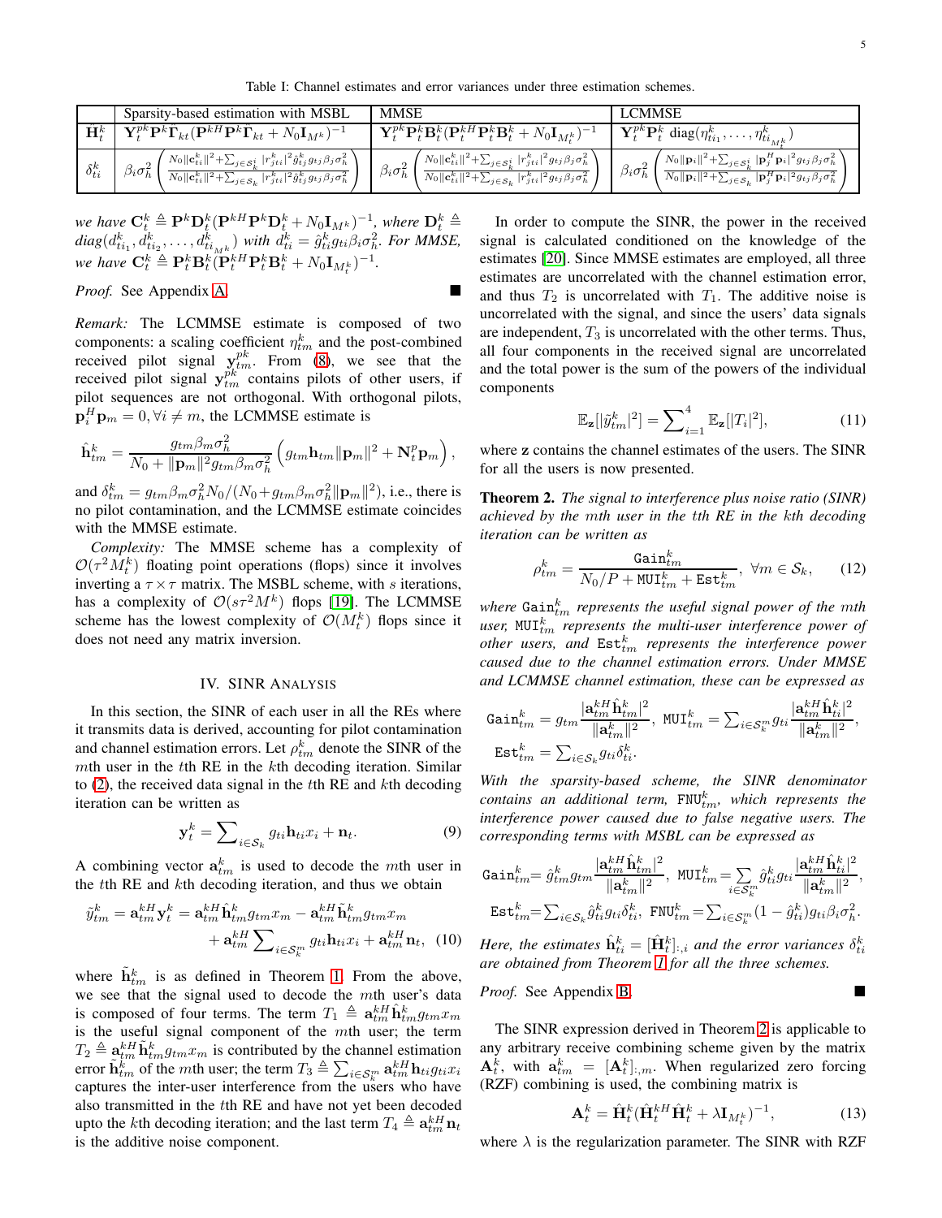Table I: Channel estimates and error variances under three estimation schemes.

| | Sparsity-based estimation with MSBL | MMSE | LCMMSE |
|---|---|---|---|
| $\hat{\mathbf{H}}_t^k$ | $\mathbf{Y}_t^{pk}\mathbf{P}^k\mathbf{\Gamma}_{kt}(\mathbf{P}^{kH}\mathbf{P}^k\mathbf{\Gamma}_{kt}+N_0\mathbf{I}_{M^k})^{-1}$ | $\mathbf{Y}_t^{pk}\mathbf{P}_t^k\mathbf{B}_t^k(\mathbf{P}_t^{kH}\mathbf{P}_t^k\mathbf{B}_t^k+N_0\mathbf{I}_{M_t^k})^{-1}$ | $\mathbf{Y}_t^{pk}\mathbf{P}_t^k\ \mathrm{diag}(\eta_{ti_1}^k,\ldots,\eta_{ti_{M_t^k}}^k)$ |
| $\delta_{ti}^k$ | $\beta_i\sigma_h^2\left(\frac{N_0\lVert\mathbf{c}_{ti}^k\rVert^2+\sum_{j\in\mathcal{S}_k^i}\lvert r_{jti}^k\rvert^2\hat{g}_{tj}^k g_{tj}\beta_j\sigma_h^2}{N_0\lVert\mathbf{c}_{ti}^k\rVert^2+\sum_{j\in\mathcal{S}_k}\lvert r_{jti}^k\rvert^2\hat{g}_{tj}^k g_{tj}\beta_j\sigma_h^2}\right)$ | $\beta_i\sigma_h^2\left(\frac{N_0\lVert\mathbf{c}_{ti}^k\rVert^2+\sum_{j\in\mathcal{S}_k^i}\lvert r_{jti}^k\rvert^2 g_{tj}\beta_j\sigma_h^2}{N_0\lVert\mathbf{c}_{ti}^k\rVert^2+\sum_{j\in\mathcal{S}_k}\lvert r_{jti}^k\rvert^2 g_{tj}\beta_j\sigma_h^2}\right)$ | $\beta_i\sigma_h^2\left(\frac{N_0\lVert\mathbf{p}_i\rVert^2+\sum_{j\in\mathcal{S}_k^i}\lvert\mathbf{p}_j^H\mathbf{p}_i\rvert^2 g_{tj}\beta_j\sigma_h^2}{N_0\lVert\mathbf{p}_i\rVert^2+\sum_{j\in\mathcal{S}_k}\lvert\mathbf{p}_j^H\mathbf{p}_i\rvert^2 g_{tj}\beta_j\sigma_h^2}\right)$ |

*we have $\mathbf{C}_t^k \triangleq \mathbf{P}^k\mathbf{D}_t^k(\mathbf{P}^{kH}\mathbf{P}^k\mathbf{D}_t^k+N_0\mathbf{I}_{M^k})^{-1}$, where $\mathbf{D}_t^k \triangleq \mathrm{diag}(d_{ti_1}^k, d_{ti_2}^k,\ldots,d_{ti_{M^k}}^k)$ with $d_{ti}^k=\hat{g}_{ti}^k g_{ti}\beta_i\sigma_h^2$. For MMSE, we have $\mathbf{C}_t^k \triangleq \mathbf{P}_t^k\mathbf{B}_t^k(\mathbf{P}_t^{kH}\mathbf{P}_t^k\mathbf{B}_t^k+N_0\mathbf{I}_{M_t^k})^{-1}$.*

*Proof.* See Appendix A. ∎

*Remark:* The LCMMSE estimate is composed of two components: a scaling coefficient $\eta_{tm}^k$ and the post-combined received pilot signal $\mathbf{y}_{tm}^{pk}$. From (8), we see that the received pilot signal $\mathbf{y}_{tm}^{pk}$ contains pilots of other users, if pilot sequences are not orthogonal. With orthogonal pilots, $\mathbf{p}_i^H\mathbf{p}_m=0, \forall i\neq m$, the LCMMSE estimate is

$$\hat{\mathbf{h}}_{tm}^k=\frac{g_{tm}\beta_m\sigma_h^2}{N_0+\lVert\mathbf{p}_m\rVert^2 g_{tm}\beta_m\sigma_h^2}\left(g_{tm}\mathbf{h}_{tm}\lVert\mathbf{p}_m\rVert^2+\mathbf{N}_t^p\mathbf{p}_m\right),$$

and $\delta_{tm}^k=g_{tm}\beta_m\sigma_h^2N_0/(N_0+g_{tm}\beta_m\sigma_h^2\lVert\mathbf{p}_m\rVert^2)$, i.e., there is no pilot contamination, and the LCMMSE estimate coincides with the MMSE estimate.

*Complexity:* The MMSE scheme has a complexity of $\mathcal{O}(\tau^2M_t^k)$ floating point operations (flops) since it involves inverting a $\tau\times\tau$ matrix. The MSBL scheme, with $s$ iterations, has a complexity of $\mathcal{O}(s\tau^2M^k)$ flops [19]. The LCMMSE scheme has the lowest complexity of $\mathcal{O}(M_t^k)$ flops since it does not need any matrix inversion.

## IV. SINR Analysis

In this section, the SINR of each user in all the REs where it transmits data is derived, accounting for pilot contamination and channel estimation errors. Let $\rho_{tm}^k$ denote the SINR of the $m$th user in the $t$th RE in the $k$th decoding iteration. Similar to (2), the received data signal in the $t$th RE and $k$th decoding iteration can be written as

$$\mathbf{y}_t^k=\sum\nolimits_{i\in\mathcal{S}_k} g_{ti}\mathbf{h}_{ti}x_i+\mathbf{n}_t. \tag{9}$$

A combining vector $\mathbf{a}_{tm}^k$ is used to decode the $m$th user in the $t$th RE and $k$th decoding iteration, and thus we obtain

$$\tilde{y}_{tm}^k=\mathbf{a}_{tm}^{kH}\mathbf{y}_t^k=\mathbf{a}_{tm}^{kH}\hat{\mathbf{h}}_{tm}^k g_{tm}x_m-\mathbf{a}_{tm}^{kH}\tilde{\mathbf{h}}_{tm}^k g_{tm}x_m+\mathbf{a}_{tm}^{kH}\sum\nolimits_{i\in\mathcal{S}_k^m} g_{ti}\mathbf{h}_{ti}x_i+\mathbf{a}_{tm}^{kH}\mathbf{n}_t, \tag{10}$$

where $\tilde{\mathbf{h}}_{tm}^k$ is as defined in Theorem 1. From the above, we see that the signal used to decode the $m$th user's data is composed of four terms. The term $T_1\triangleq\mathbf{a}_{tm}^{kH}\hat{\mathbf{h}}_{tm}^k g_{tm}x_m$ is the useful signal component of the $m$th user; the term $T_2\triangleq\mathbf{a}_{tm}^{kH}\tilde{\mathbf{h}}_{tm}^k g_{tm}x_m$ is contributed by the channel estimation error $\tilde{\mathbf{h}}_{tm}^k$ of the $m$th user; the term $T_3\triangleq\sum_{i\in\mathcal{S}_k^m}\mathbf{a}_{tm}^{kH}\mathbf{h}_{ti}g_{ti}x_i$ captures the inter-user interference from the users who have also transmitted in the $t$th RE and have not yet been decoded upto the $k$th decoding iteration; and the last term $T_4\triangleq\mathbf{a}_{tm}^{kH}\mathbf{n}_t$ is the additive noise component.

In order to compute the SINR, the power in the received signal is calculated conditioned on the knowledge of the estimates [20]. Since MMSE estimates are employed, all three estimates are uncorrelated with the channel estimation error, and thus $T_2$ is uncorrelated with $T_1$. The additive noise is uncorrelated with the signal, and since the users' data signals are independent, $T_3$ is uncorrelated with the other terms. Thus, all four components in the received signal are uncorrelated and the total power is the sum of the powers of the individual components

$$\mathbb{E}_{\mathbf{z}}[|\tilde{y}_{tm}^k|^2]=\sum\nolimits_{i=1}^4\mathbb{E}_{\mathbf{z}}[|T_i|^2], \tag{11}$$

where $\mathbf{z}$ contains the channel estimates of the users. The SINR for all the users is now presented.

**Theorem 2.** *The signal to interference plus noise ratio (SINR) achieved by the $m$th user in the $t$th RE in the $k$th decoding iteration can be written as*

$$\rho_{tm}^k=\frac{\mathtt{Gain}_{tm}^k}{N_0/P+\mathtt{MUI}_{tm}^k+\mathtt{Est}_{tm}^k},\ \forall m\in\mathcal{S}_k, \tag{12}$$

*where $\mathtt{Gain}_{tm}^k$ represents the useful signal power of the $m$th user, $\mathtt{MUI}_{tm}^k$ represents the multi-user interference power of other users, and $\mathtt{Est}_{tm}^k$ represents the interference power caused due to the channel estimation errors. Under MMSE and LCMMSE channel estimation, these can be expressed as*

$$\mathtt{Gain}_{tm}^k=g_{tm}\frac{|\mathbf{a}_{tm}^{kH}\hat{\mathbf{h}}_{tm}^k|^2}{\lVert\mathbf{a}_{tm}^k\rVert^2},\ \mathtt{MUI}_{tm}^k=\sum\nolimits_{i\in\mathcal{S}_k^m}g_{ti}\frac{|\mathbf{a}_{tm}^{kH}\hat{\mathbf{h}}_{ti}^k|^2}{\lVert\mathbf{a}_{tm}^k\rVert^2},$$
$$\mathtt{Est}_{tm}^k=\sum\nolimits_{i\in\mathcal{S}_k}g_{ti}\delta_{ti}^k.$$

*With the sparsity-based scheme, the SINR denominator contains an additional term, $\mathtt{FNU}_{tm}^k$, which represents the interference power caused due to false negative users. The corresponding terms with MSBL can be expressed as*

$$\mathtt{Gain}_{tm}^k=\hat{g}_{tm}^k g_{tm}\frac{|\mathbf{a}_{tm}^{kH}\hat{\mathbf{h}}_{tm}^k|^2}{\lVert\mathbf{a}_{tm}^k\rVert^2},\ \mathtt{MUI}_{tm}^k=\sum_{i\in\mathcal{S}_k^m}\hat{g}_{ti}^k g_{ti}\frac{|\mathbf{a}_{tm}^{kH}\hat{\mathbf{h}}_{ti}^k|^2}{\lVert\mathbf{a}_{tm}^k\rVert^2},$$
$$\mathtt{Est}_{tm}^k=\sum\nolimits_{i\in\mathcal{S}_k}\hat{g}_{ti}^k g_{ti}\delta_{ti}^k,\ \mathtt{FNU}_{tm}^k=\sum\nolimits_{i\in\mathcal{S}_k^m}(1-\hat{g}_{ti}^k)g_{ti}\beta_i\sigma_h^2.$$

*Here, the estimates $\hat{\mathbf{h}}_{ti}^k=[\hat{\mathbf{H}}_t^k]_{:,i}$ and the error variances $\delta_{ti}^k$ are obtained from Theorem 1 for all the three schemes.*

*Proof.* See Appendix B. ∎

The SINR expression derived in Theorem 2 is applicable to any arbitrary receive combining scheme given by the matrix $\mathbf{A}_t^k$, with $\mathbf{a}_{tm}^k=[\mathbf{A}_t^k]_{:,m}$. When regularized zero forcing (RZF) combining is used, the combining matrix is

$$\mathbf{A}_t^k=\hat{\mathbf{H}}_t^k(\hat{\mathbf{H}}_t^{kH}\hat{\mathbf{H}}_t^k+\lambda\mathbf{I}_{M_t^k})^{-1}, \tag{13}$$

where $\lambda$ is the regularization parameter. The SINR with RZF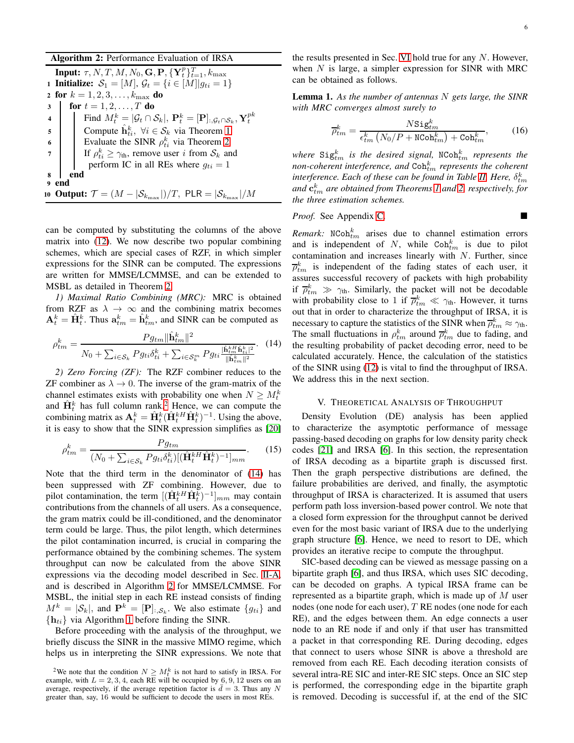**Algorithm 2:** Performance Evaluation of IRSA

```
Input: τ, N, T, M, N_0, G, P, {Y_t^p}_{t=1}^T, k_max
1  Initialize: S_1 = [M], G_t = {i ∈ [M] | g_ti = 1}
2  for k = 1, 2, 3, ..., k_max do
3  |  for t = 1, 2, ..., T do
4  |  |  Find M_t^k = |G_t ∩ S_k|, P_t^k = [P]_{:,G_t∩S_k}, Y_t^{pk}
5  |  |  Compute ĥ_ti^k, ∀i ∈ S_k via Theorem 1
6  |  |  Evaluate the SINR ρ_ti^k via Theorem 2
7  |  |  If ρ_ti^k ≥ γ_th, remove user i from S_k and
   |  |    perform IC in all REs where g_ti = 1
8  |  end
9  end
10 Output: 𝒯 = (M − |S_{k_max}|)/T, PLR = |S_{k_max}|/M
```

can be computed by substituting the columns of the above matrix into (12). We now describe two popular combining schemes, which are special cases of RZF, in which simpler expressions for the SINR can be computed. The expressions are written for MMSE/LCMMSE, and can be extended to MSBL as detailed in Theorem 2.

*1) Maximal Ratio Combining (MRC):* MRC is obtained from RZF as $\lambda \to \infty$ and the combining matrix becomes $\mathbf{A}_t^k = \hat{\mathbf{H}}_t^k$. Thus $\mathbf{a}_{tm}^k = \hat{\mathbf{h}}_{tm}^k$, and SINR can be computed as

$$\rho_{tm}^k = \frac{Pg_{tm}\|\hat{\mathbf{h}}_{tm}^k\|^2}{N_0 + \sum_{i\in\mathcal{S}_k} Pg_{ti}\delta_{ti}^k + \sum_{i\in\mathcal{S}_k^m} Pg_{ti}\frac{|\hat{\mathbf{h}}_{tm}^{kH}\hat{\mathbf{h}}_{ti}^k|^2}{\|\hat{\mathbf{h}}_{tm}^k\|^2}}. \quad (14)$$

*2) Zero Forcing (ZF):* The RZF combiner reduces to the ZF combiner as $\lambda \to 0$. The inverse of the gram-matrix of the channel estimates exists with probability one when $N \geq M_t^k$ and $\hat{\mathbf{H}}_t^k$ has full column rank.[2] Hence, we can compute the combining matrix as $\mathbf{A}_t^k = \hat{\mathbf{H}}_t^k(\hat{\mathbf{H}}_t^{kH}\hat{\mathbf{H}}_t^k)^{-1}$. Using the above, it is easy to show that the SINR expression simplifies as [20]

$$\rho_{tm}^k = \frac{Pg_{tm}}{(N_0 + \sum_{i\in\mathcal{S}_k} Pg_{ti}\delta_{ti}^k)[(\hat{\mathbf{H}}_t^{kH}\hat{\mathbf{H}}_t^k)^{-1}]_{mm}}. \quad (15)$$

Note that the third term in the denominator of (14) has been suppressed with ZF combining. However, due to pilot contamination, the term $[(\hat{\mathbf{H}}_t^{kH}\hat{\mathbf{H}}_t^k)^{-1}]_{mm}$ may contain contributions from the channels of all users. As a consequence, the gram matrix could be ill-conditioned, and the denominator term could be large. Thus, the pilot length, which determines the pilot contamination incurred, is crucial in comparing the performance obtained by the combining schemes. The system throughput can now be calculated from the above SINR expressions via the decoding model described in Sec. II-A, and is described in Algorithm 2 for MMSE/LCMMSE. For MSBL, the initial step in each RE instead consists of finding $M^k = |\mathcal{S}_k|$, and $\mathbf{P}^k = [\mathbf{P}]_{:,\mathcal{S}_k}$. We also estimate $\{g_{ti}\}$ and $\{\mathbf{h}_{ti}\}$ via Algorithm 1 before finding the SINR.

Before proceeding with the analysis of the throughput, we briefly discuss the SINR in the massive MIMO regime, which helps us in interpreting the SINR expressions. We note that the results presented in Sec. VI hold true for any $N$. However, when $N$ is large, a simpler expression for SINR with MRC can be obtained as follows.

**Lemma 1.** *As the number of antennas $N$ gets large, the SINR with MRC converges almost surely to*

$$\overline{\rho}_{tm}^k = \frac{N\texttt{Sig}_{tm}^k}{\epsilon_{tm}^k\left(N_0/P + \texttt{NCoh}_{tm}^k\right) + \texttt{Coh}_{tm}^k}, \quad (16)$$

*where $\texttt{Sig}_{tm}^k$ is the desired signal, $\texttt{NCoh}_{tm}^k$ represents the non-coherent interference, and $\texttt{Coh}_{tm}^k$ represents the coherent interference. Each of these can be found in Table II. Here, $\delta_{tm}^k$ and $\mathbf{c}_{tm}^k$ are obtained from Theorems 1 and 2, respectively, for the three estimation schemes.*

*Proof.* See Appendix C. ∎

*Remark:* $\texttt{NCoh}_{tm}^k$ arises due to channel estimation errors and is independent of $N$, while $\texttt{Coh}_{tm}^k$ is due to pilot contamination and increases linearly with $N$. Further, since $\overline{\rho}_{tm}^k$ is independent of the fading states of each user, it assures successful recovery of packets with high probability if $\overline{\rho}_{tm}^k \gg \gamma_{\text{th}}$. Similarly, the packet will not be decodable with probability close to 1 if $\overline{\rho}_{tm}^k \ll \gamma_{\text{th}}$. However, it turns out that in order to characterize the throughput of IRSA, it is necessary to capture the statistics of the SINR when $\overline{\rho}_{tm}^k \approx \gamma_{\text{th}}$. The small fluctuations in $\rho_{tm}^k$ around $\overline{\rho}_{tm}^k$ due to fading, and the resulting probability of packet decoding error, need to be calculated accurately. Hence, the calculation of the statistics of the SINR using (12) is vital to find the throughput of IRSA. We address this in the next section.

## V. Theoretical Analysis of Throughput

Density Evolution (DE) analysis has been applied to characterize the asymptotic performance of message passing-based decoding on graphs for low density parity check codes [21] and IRSA [6]. In this section, the representation of IRSA decoding as a bipartite graph is discussed first. Then the graph perspective distributions are defined, the failure probabilities are derived, and finally, the asymptotic throughput of IRSA is characterized. It is assumed that users perform path loss inversion-based power control. We note that a closed form expression for the throughput cannot be derived even for the most basic variant of IRSA due to the underlying graph structure [6]. Hence, we need to resort to DE, which provides an iterative recipe to compute the throughput.

SIC-based decoding can be viewed as message passing on a bipartite graph [6], and thus IRSA, which uses SIC decoding, can be decoded on graphs. A typical IRSA frame can be represented as a bipartite graph, which is made up of $M$ user nodes (one node for each user), $T$ RE nodes (one node for each RE), and the edges between them. An edge connects a user node to an RE node if and only if that user has transmitted a packet in that corresponding RE. During decoding, edges that connect to users whose SINR is above a threshold are removed from each RE. Each decoding iteration consists of several intra-RE SIC and inter-RE SIC steps. Once an SIC step is performed, the corresponding edge in the bipartite graph is removed. Decoding is successful if, at the end of the SIC

[2] We note that the condition $N \geq M_t^k$ is not hard to satisfy in IRSA. For example, with $L = 2, 3, 4$, each RE will be occupied by $6, 9, 12$ users on an average, respectively, if the average repetition factor is $\bar{d} = 3$. Thus any $N$ greater than, say, 16 would be sufficient to decode the users in most REs.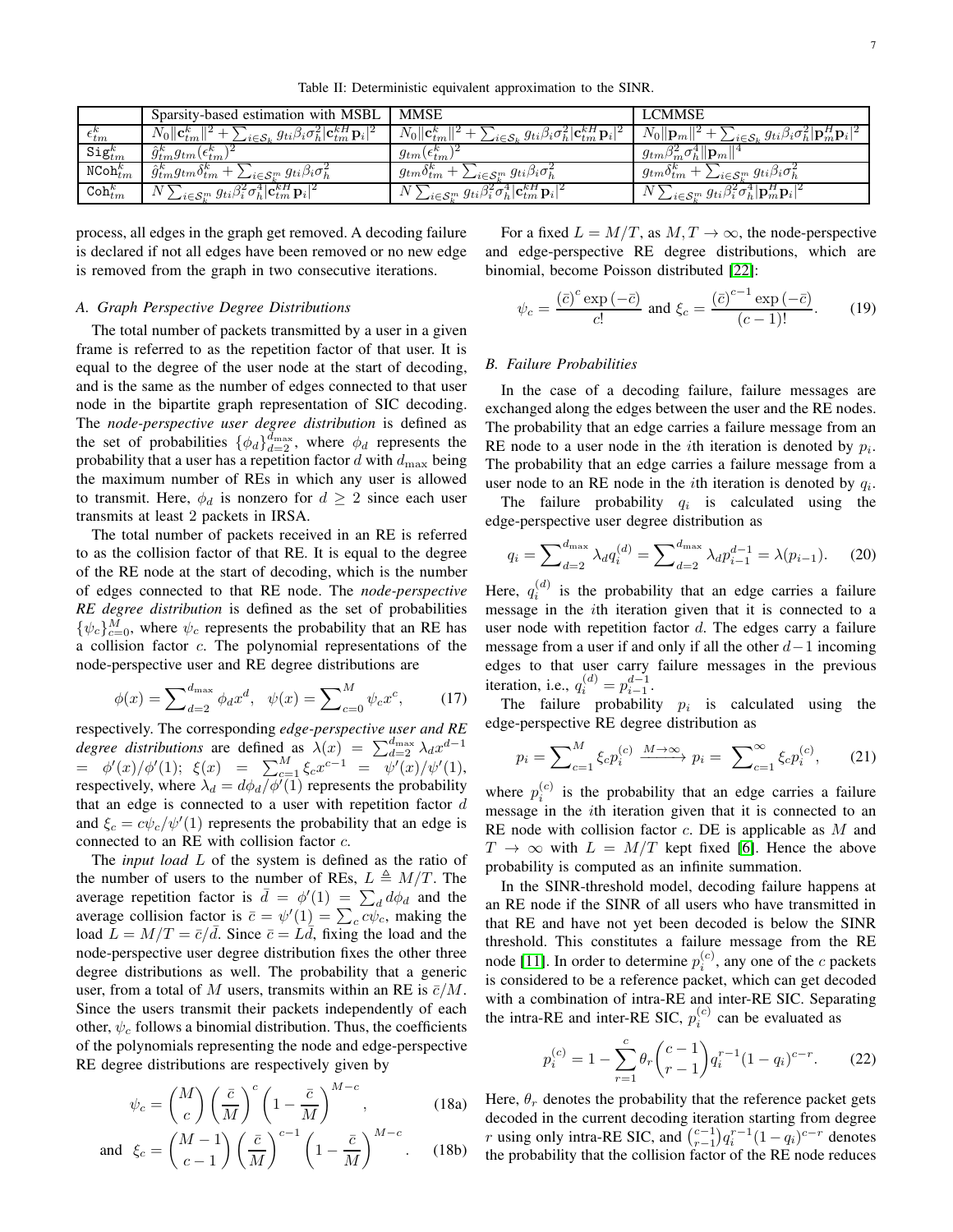Table II: Deterministic equivalent approximation to the SINR.

| | Sparsity-based estimation with MSBL | MMSE | LCMMSE |
|---|---|---|---|
| $\epsilon_{tm}^k$ | $N_0\|\mathbf{c}_{tm}^k\|^2 + \sum_{i\in\mathcal{S}_k} g_{ti}\beta_i\sigma_h^2\|\mathbf{c}_{tm}^{kH}\mathbf{p}_i\|^2$ | $N_0\|\mathbf{c}_{tm}^k\|^2 + \sum_{i\in\mathcal{S}_k} g_{ti}\beta_i\sigma_h^2\|\mathbf{c}_{tm}^{kH}\mathbf{p}_i\|^2$ | $N_0\|\mathbf{p}_m\|^2 + \sum_{i\in\mathcal{S}_k} g_{ti}\beta_i\sigma_h^2\|\mathbf{p}_m^H\mathbf{p}_i\|^2$ |
| $\mathtt{Sig}_{tm}^k$ | $\hat{g}_{tm}^k g_{tm}(\epsilon_{tm}^k)^2$ | $g_{tm}(\epsilon_{tm}^k)^2$ | $g_{tm}\beta_m^2\sigma_h^4\|\mathbf{p}_m\|^4$ |
| $\mathtt{NCoh}_{tm}^k$ | $\hat{g}_{tm}^k g_{tm}\delta_{tm}^k + \sum_{i\in\mathcal{S}_k^m} g_{ti}\beta_i\sigma_h^2$ | $g_{tm}\delta_{tm}^k + \sum_{i\in\mathcal{S}_k^m} g_{ti}\beta_i\sigma_h^2$ | $g_{tm}\delta_{tm}^k + \sum_{i\in\mathcal{S}_k^m} g_{ti}\beta_i\sigma_h^2$ |
| $\mathtt{Coh}_{tm}^k$ | $N\sum_{i\in\mathcal{S}_k^m} g_{ti}\beta_i^2\sigma_h^4\|\mathbf{c}_{tm}^{kH}\mathbf{p}_i\|^2$ | $N\sum_{i\in\mathcal{S}_k^m} g_{ti}\beta_i^2\sigma_h^4\|\mathbf{c}_{tm}^{kH}\mathbf{p}_i\|^2$ | $N\sum_{i\in\mathcal{S}_k^m} g_{ti}\beta_i^2\sigma_h^4\|\mathbf{p}_m^H\mathbf{p}_i\|^2$ |

process, all edges in the graph get removed. A decoding failure is declared if not all edges have been removed or no new edge is removed from the graph in two consecutive iterations.

### A. Graph Perspective Degree Distributions

The total number of packets transmitted by a user in a given frame is referred to as the repetition factor of that user. It is equal to the degree of the user node at the start of decoding, and is the same as the number of edges connected to that user node in the bipartite graph representation of SIC decoding. The *node-perspective user degree distribution* is defined as the set of probabilities $\{\phi_d\}_{d=2}^{d_{\max}}$, where $\phi_d$ represents the probability that a user has a repetition factor $d$ with $d_{\max}$ being the maximum number of REs in which any user is allowed to transmit. Here, $\phi_d$ is nonzero for $d \geq 2$ since each user transmits at least 2 packets in IRSA.

The total number of packets received in an RE is referred to as the collision factor of that RE. It is equal to the degree of the RE node at the start of decoding, which is the number of edges connected to that RE node. The *node-perspective RE degree distribution* is defined as the set of probabilities $\{\psi_c\}_{c=0}^{M}$, where $\psi_c$ represents the probability that an RE has a collision factor $c$. The polynomial representations of the node-perspective user and RE degree distributions are

$$\phi(x) = \sum\nolimits_{d=2}^{d_{\max}} \phi_d x^d, \quad \psi(x) = \sum\nolimits_{c=0}^{M} \psi_c x^c, \tag{17}$$

respectively. The corresponding *edge-perspective user and RE degree distributions* are defined as $\lambda(x) = \sum_{d=2}^{d_{\max}} \lambda_d x^{d-1} = \phi'(x)/\phi'(1)$; $\xi(x) = \sum_{c=1}^{M} \xi_c x^{c-1} = \psi'(x)/\psi'(1)$, respectively, where $\lambda_d = d\phi_d/\phi'(1)$ represents the probability that an edge is connected to a user with repetition factor $d$ and $\xi_c = c\psi_c/\psi'(1)$ represents the probability that an edge is connected to an RE with collision factor $c$.

The *input load* $L$ of the system is defined as the ratio of the number of users to the number of REs, $L \triangleq M/T$. The average repetition factor is $\bar{d} = \phi'(1) = \sum_d d\phi_d$ and the average collision factor is $\bar{c} = \psi'(1) = \sum_c c\psi_c$, making the load $L = M/T = \bar{c}/\bar{d}$. Since $\bar{c} = L\bar{d}$, fixing the load and the node-perspective user degree distribution fixes the other three degree distributions as well. The probability that a generic user, from a total of $M$ users, transmits within an RE is $\bar{c}/M$. Since the users transmit their packets independently of each other, $\psi_c$ follows a binomial distribution. Thus, the coefficients of the polynomials representing the node and edge-perspective RE degree distributions are respectively given by

$$\psi_c = \binom{M}{c}\left(\frac{\bar{c}}{M}\right)^c \left(1 - \frac{\bar{c}}{M}\right)^{M-c}, \tag{18a}$$

$$\text{and} \quad \xi_c = \binom{M-1}{c-1}\left(\frac{\bar{c}}{M}\right)^{c-1} \left(1 - \frac{\bar{c}}{M}\right)^{M-c}. \tag{18b}$$

For a fixed $L = M/T$, as $M, T \to \infty$, the node-perspective and edge-perspective RE degree distributions, which are binomial, become Poisson distributed [22]:

$$\psi_c = \frac{(\bar{c})^c \exp(-\bar{c})}{c!} \text{ and } \xi_c = \frac{(\bar{c})^{c-1} \exp(-\bar{c})}{(c-1)!}. \tag{19}$$

### B. Failure Probabilities

In the case of a decoding failure, failure messages are exchanged along the edges between the user and the RE nodes. The probability that an edge carries a failure message from an RE node to a user node in the $i$th iteration is denoted by $p_i$. The probability that an edge carries a failure message from a user node to an RE node in the $i$th iteration is denoted by $q_i$.

The failure probability $q_i$ is calculated using the edge-perspective user degree distribution as

$$q_i = \sum\nolimits_{d=2}^{d_{\max}} \lambda_d q_i^{(d)} = \sum\nolimits_{d=2}^{d_{\max}} \lambda_d p_{i-1}^{d-1} = \lambda(p_{i-1}). \tag{20}$$

Here, $q_i^{(d)}$ is the probability that an edge carries a failure message in the $i$th iteration given that it is connected to a user node with repetition factor $d$. The edges carry a failure message from a user if and only if all the other $d-1$ incoming edges to that user carry failure messages in the previous iteration, i.e., $q_i^{(d)} = p_{i-1}^{d-1}$.

The failure probability $p_i$ is calculated using the edge-perspective RE degree distribution as

$$p_i = \sum\nolimits_{c=1}^{M} \xi_c p_i^{(c)} \xrightarrow{M\to\infty} p_i = \sum\nolimits_{c=1}^{\infty} \xi_c p_i^{(c)}, \tag{21}$$

where $p_i^{(c)}$ is the probability that an edge carries a failure message in the $i$th iteration given that it is connected to an RE node with collision factor $c$. DE is applicable as $M$ and $T \to \infty$ with $L = M/T$ kept fixed [6]. Hence the above probability is computed as an infinite summation.

In the SINR-threshold model, decoding failure happens at an RE node if the SINR of all users who have transmitted in that RE and have not yet been decoded is below the SINR threshold. This constitutes a failure message from the RE node [11]. In order to determine $p_i^{(c)}$, any one of the $c$ packets is considered to be a reference packet, which can get decoded with a combination of intra-RE and inter-RE SIC. Separating the intra-RE and inter-RE SIC, $p_i^{(c)}$ can be evaluated as

$$p_i^{(c)} = 1 - \sum_{r=1}^{c} \theta_r \binom{c-1}{r-1} q_i^{r-1}(1-q_i)^{c-r}. \tag{22}$$

Here, $\theta_r$ denotes the probability that the reference packet gets decoded in the current decoding iteration starting from degree $r$ using only intra-RE SIC, and $\binom{c-1}{r-1} q_i^{r-1}(1-q_i)^{c-r}$ denotes the probability that the collision factor of the RE node reduces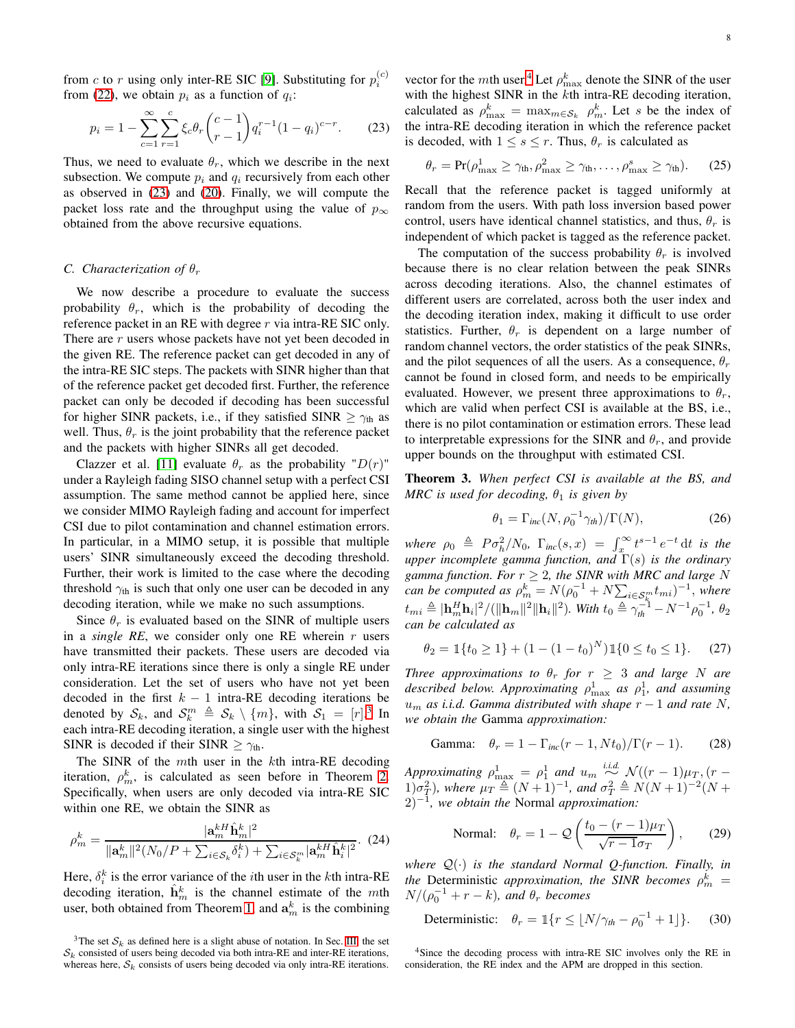from $c$ to $r$ using only inter-RE SIC [9]. Substituting for $p_i^{(c)}$ from (22), we obtain $p_i$ as a function of $q_i$:

$$p_i = 1 - \sum_{c=1}^{\infty} \sum_{r=1}^{c} \xi_c \theta_r \binom{c-1}{r-1} q_i^{r-1} (1 - q_i)^{c-r}. \quad (23)$$

Thus, we need to evaluate $\theta_r$, which we describe in the next subsection. We compute $p_i$ and $q_i$ recursively from each other as observed in (23) and (20). Finally, we will compute the packet loss rate and the throughput using the value of $p_\infty$ obtained from the above recursive equations.

### C. Characterization of $\theta_r$

We now describe a procedure to evaluate the success probability $\theta_r$, which is the probability of decoding the reference packet in an RE with degree $r$ via intra-RE SIC only. There are $r$ users whose packets have not yet been decoded in the given RE. The reference packet can get decoded in any of the intra-RE SIC steps. The packets with SINR higher than that of the reference packet get decoded first. Further, the reference packet can only be decoded if decoding has been successful for higher SINR packets, i.e., if they satisfied SINR $\geq \gamma_{\text{th}}$ as well. Thus, $\theta_r$ is the joint probability that the reference packet and the packets with higher SINRs all get decoded.

Clazzer et al. [11] evaluate $\theta_r$ as the probability "$D(r)$" under a Rayleigh fading SISO channel setup with a perfect CSI assumption. The same method cannot be applied here, since we consider MIMO Rayleigh fading and account for imperfect CSI due to pilot contamination and channel estimation errors. In particular, in a MIMO setup, it is possible that multiple users' SINR simultaneously exceed the decoding threshold. Further, their work is limited to the case where the decoding threshold $\gamma_{\text{th}}$ is such that only one user can be decoded in any decoding iteration, while we make no such assumptions.

Since $\theta_r$ is evaluated based on the SINR of multiple users in a *single RE*, we consider only one RE wherein $r$ users have transmitted their packets. These users are decoded via only intra-RE iterations since there is only a single RE under consideration. Let the set of users who have not yet been decoded in the first $k-1$ intra-RE decoding iterations be denoted by $\mathcal{S}_k$, and $\mathcal{S}_k^m \triangleq \mathcal{S}_k \setminus \{m\}$, with $\mathcal{S}_1 = [r]$.[3] In each intra-RE decoding iteration, a single user with the highest SINR is decoded if their SINR $\geq \gamma_{\text{th}}$.

The SINR of the $m$th user in the $k$th intra-RE decoding iteration, $\rho_m^k$, is calculated as seen before in Theorem 2. Specifically, when users are only decoded via intra-RE SIC within one RE, we obtain the SINR as

$$\rho_m^k = \frac{|\mathbf{a}_m^{kH} \hat{\mathbf{h}}_m^k|^2}{\|\mathbf{a}_m^k\|^2 (N_0/P + \sum_{i \in \mathcal{S}_k} \delta_i^k) + \sum_{i \in \mathcal{S}_k^m} |\mathbf{a}_m^{kH} \hat{\mathbf{h}}_i^k|^2}. \quad (24)$$

Here, $\delta_i^k$ is the error variance of the $i$th user in the $k$th intra-RE decoding iteration, $\hat{\mathbf{h}}_m^k$ is the channel estimate of the $m$th user, both obtained from Theorem 1, and $\mathbf{a}_m^k$ is the combining vector for the $m$th user.[4] Let $\rho_{\max}^k$ denote the SINR of the user with the highest SINR in the $k$th intra-RE decoding iteration, calculated as $\rho_{\max}^k = \max_{m \in \mathcal{S}_k} \rho_m^k$. Let $s$ be the index of the intra-RE decoding iteration in which the reference packet is decoded, with $1 \leq s \leq r$. Thus, $\theta_r$ is calculated as

$$\theta_r = \Pr(\rho_{\max}^1 \geq \gamma_{\text{th}}, \rho_{\max}^2 \geq \gamma_{\text{th}}, \ldots, \rho_{\max}^s \geq \gamma_{\text{th}}). \quad (25)$$

Recall that the reference packet is tagged uniformly at random from the users. With path loss inversion based power control, users have identical channel statistics, and thus, $\theta_r$ is independent of which packet is tagged as the reference packet.

The computation of the success probability $\theta_r$ is involved because there is no clear relation between the peak SINRs across decoding iterations. Also, the channel estimates of different users are correlated, across both the user index and the decoding iteration index, making it difficult to use order statistics. Further, $\theta_r$ is dependent on a large number of random channel vectors, the order statistics of the peak SINRs, and the pilot sequences of all the users. As a consequence, $\theta_r$ cannot be found in closed form, and needs to be empirically evaluated. However, we present three approximations to $\theta_r$, which are valid when perfect CSI is available at the BS, i.e., there is no pilot contamination or estimation errors. These lead to interpretable expressions for the SINR and $\theta_r$, and provide upper bounds on the throughput with estimated CSI.

**Theorem 3.** *When perfect CSI is available at the BS, and MRC is used for decoding, $\theta_1$ is given by*

$$\theta_1 = \Gamma_{inc}(N, \rho_0^{-1} \gamma_{th}) / \Gamma(N), \quad (26)$$

*where $\rho_0 \triangleq P\sigma_h^2/N_0$, $\Gamma_{inc}(s, x) = \int_x^\infty t^{s-1} e^{-t} \, \mathrm{d}t$ is the upper incomplete gamma function, and $\Gamma(s)$ is the ordinary gamma function. For $r \geq 2$, the SINR with MRC and large $N$ can be computed as $\rho_m^k = N(\rho_0^{-1} + N \sum_{i \in \mathcal{S}_k^m} t_{mi})^{-1}$, where $t_{mi} \triangleq |\mathbf{h}_m^H \mathbf{h}_i|^2 / (\|\mathbf{h}_m\|^2 \|\mathbf{h}_i\|^2)$. With $t_0 \triangleq \gamma_{th}^{-1} - N^{-1}\rho_0^{-1}$, $\theta_2$ can be calculated as*

$$\theta_2 = \mathbb{1}\{t_0 \geq 1\} + (1 - (1 - t_0)^N) \mathbb{1}\{0 \leq t_0 \leq 1\}. \quad (27)$$

*Three approximations to $\theta_r$ for $r \geq 3$ and large $N$ are described below. Approximating $\rho_{\max}^1$ as $\rho_1^1$, and assuming $u_m$ as i.i.d. Gamma distributed with shape $r-1$ and rate $N$, we obtain the* Gamma *approximation:*

$$\text{Gamma:} \quad \theta_r = 1 - \Gamma_{inc}(r-1, Nt_0)/\Gamma(r-1). \quad (28)$$

*Approximating $\rho_{\max}^1 = \rho_1^1$ and $u_m \overset{i.i.d.}{\sim} \mathcal{N}((r-1)\mu_T, (r-1)\sigma_T^2)$, where $\mu_T \triangleq (N+1)^{-1}$, and $\sigma_T^2 \triangleq N(N+1)^{-2}(N+2)^{-1}$, we obtain the* Normal *approximation:*

$$\text{Normal:} \quad \theta_r = 1 - \mathcal{Q}\left( \frac{t_0 - (r-1)\mu_T}{\sqrt{r-1}\sigma_T} \right), \quad (29)$$

*where $\mathcal{Q}(\cdot)$ is the standard Normal Q-function. Finally, in the* Deterministic *approximation, the SINR becomes $\rho_m^k = N/(\rho_0^{-1} + r - k)$, and $\theta_r$ becomes*

$$\text{Deterministic:} \quad \theta_r = \mathbb{1}\{r \leq \lfloor N/\gamma_{th} - \rho_0^{-1} + 1 \rfloor\}. \quad (30)$$

---

[3] The set $\mathcal{S}_k$ as defined here is a slight abuse of notation. In Sec. III, the set $\mathcal{S}_k$ consisted of users being decoded via both intra-RE and inter-RE iterations, whereas here, $\mathcal{S}_k$ consists of users being decoded via only intra-RE iterations.

[4] Since the decoding process with intra-RE SIC involves only the RE in consideration, the RE index and the APM are dropped in this section.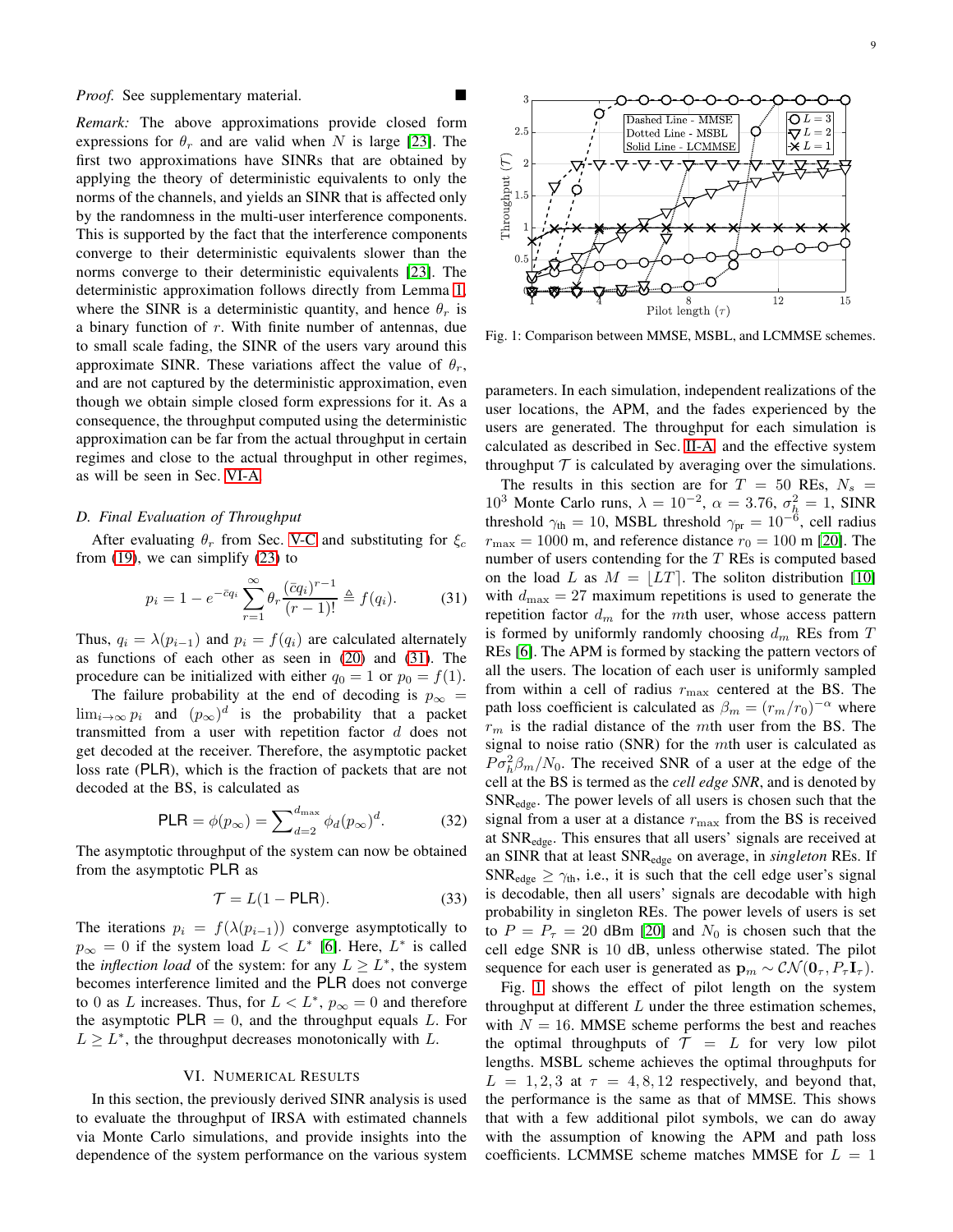*Proof.* See supplementary material. ■

*Remark:* The above approximations provide closed form expressions for $\theta_r$ and are valid when $N$ is large [23]. The first two approximations have SINRs that are obtained by applying the theory of deterministic equivalents to only the norms of the channels, and yields an SINR that is affected only by the randomness in the multi-user interference components. This is supported by the fact that the interference components converge to their deterministic equivalents slower than the norms converge to their deterministic equivalents [23]. The deterministic approximation follows directly from Lemma 1, where the SINR is a deterministic quantity, and hence $\theta_r$ is a binary function of $r$. With finite number of antennas, due to small scale fading, the SINR of the users vary around this approximate SINR. These variations affect the value of $\theta_r$, and are not captured by the deterministic approximation, even though we obtain simple closed form expressions for it. As a consequence, the throughput computed using the deterministic approximation can be far from the actual throughput in certain regimes and close to the actual throughput in other regimes, as will be seen in Sec. VI-A.

### D. Final Evaluation of Throughput

After evaluating $\theta_r$ from Sec. V-C and substituting for $\xi_c$ from (19), we can simplify (23) to

$$p_i = 1 - e^{-\bar{c}q_i} \sum_{r=1}^{\infty} \theta_r \frac{(\bar{c}q_i)^{r-1}}{(r-1)!} \triangleq f(q_i). \tag{31}$$

Thus, $q_i = \lambda(p_{i-1})$ and $p_i = f(q_i)$ are calculated alternately as functions of each other as seen in (20) and (31). The procedure can be initialized with either $q_0 = 1$ or $p_0 = f(1)$.

The failure probability at the end of decoding is $p_\infty = \lim_{i\to\infty} p_i$ and $(p_\infty)^d$ is the probability that a packet transmitted from a user with repetition factor $d$ does not get decoded at the receiver. Therefore, the asymptotic packet loss rate (PLR), which is the fraction of packets that are not decoded at the BS, is calculated as

$$\mathsf{PLR} = \phi(p_\infty) = \sum\nolimits_{d=2}^{d_{\max}} \phi_d (p_\infty)^d. \tag{32}$$

The asymptotic throughput of the system can now be obtained from the asymptotic PLR as

$$\mathcal{T} = L(1 - \mathsf{PLR}). \tag{33}$$

The iterations $p_i = f(\lambda(p_{i-1}))$ converge asymptotically to $p_\infty = 0$ if the system load $L < L^*$ [6]. Here, $L^*$ is called the *inflection load* of the system: for any $L \geq L^*$, the system becomes interference limited and the PLR does not converge to 0 as $L$ increases. Thus, for $L < L^*$, $p_\infty = 0$ and therefore the asymptotic PLR $= 0$, and the throughput equals $L$. For $L \geq L^*$, the throughput decreases monotonically with $L$.

## VI. Numerical Results

In this section, the previously derived SINR analysis is used to evaluate the throughput of IRSA with estimated channels via Monte Carlo simulations, and provide insights into the dependence of the system performance on the various system parameters. In each simulation, independent realizations of the user locations, the APM, and the fades experienced by the users are generated. The throughput for each simulation is calculated as described in Sec. II-A and the effective system throughput $\mathcal{T}$ is calculated by averaging over the simulations.

Fig. 1: Comparison between MMSE, MSBL, and LCMMSE schemes.

The results in this section are for $T = 50$ REs, $N_s = 10^3$ Monte Carlo runs, $\lambda = 10^{-2}$, $\alpha = 3.76$, $\sigma_h^2 = 1$, SINR threshold $\gamma_{\text{th}} = 10$, MSBL threshold $\gamma_{\text{pr}} = 10^{-6}$, cell radius $r_{\max} = 1000$ m, and reference distance $r_0 = 100$ m [20]. The number of users contending for the $T$ REs is computed based on the load $L$ as $M = \lfloor LT \rceil$. The soliton distribution [10] with $d_{\max} = 27$ maximum repetitions is used to generate the repetition factor $d_m$ for the $m$th user, whose access pattern is formed by uniformly randomly choosing $d_m$ REs from $T$ REs [6]. The APM is formed by stacking the pattern vectors of all the users. The location of each user is uniformly sampled from within a cell of radius $r_{\max}$ centered at the BS. The path loss coefficient is calculated as $\beta_m = (r_m/r_0)^{-\alpha}$ where $r_m$ is the radial distance of the $m$th user from the BS. The signal to noise ratio (SNR) for the $m$th user is calculated as $P\sigma_h^2\beta_m/N_0$. The received SNR of a user at the edge of the cell at the BS is termed as the *cell edge SNR*, and is denoted by $\text{SNR}_{\text{edge}}$. The power levels of all users is chosen such that the signal from a user at a distance $r_{\max}$ from the BS is received at $\text{SNR}_{\text{edge}}$. This ensures that all users' signals are received at an SINR that at least $\text{SNR}_{\text{edge}}$ on average, in *singleton* REs. If $\text{SNR}_{\text{edge}} \geq \gamma_{\text{th}}$, i.e., it is such that the cell edge user's signal is decodable, then all users' signals are decodable with high probability in singleton REs. The power levels of users is set to $P = P_\tau = 20$ dBm [20] and $N_0$ is chosen such that the cell edge SNR is 10 dB, unless otherwise stated. The pilot sequence for each user is generated as $\mathbf{p}_m \sim \mathcal{CN}(\mathbf{0}_\tau, P_\tau \mathbf{I}_\tau)$.

Fig. 1 shows the effect of pilot length on the system throughput at different $L$ under the three estimation schemes, with $N = 16$. MMSE scheme performs the best and reaches the optimal throughputs of $\mathcal{T} = L$ for very low pilot lengths. MSBL scheme achieves the optimal throughputs for $L = 1, 2, 3$ at $\tau = 4, 8, 12$ respectively, and beyond that, the performance is the same as that of MMSE. This shows that with a few additional pilot symbols, we can do away with the assumption of knowing the APM and path loss coefficients. LCMMSE scheme matches MMSE for $L = 1$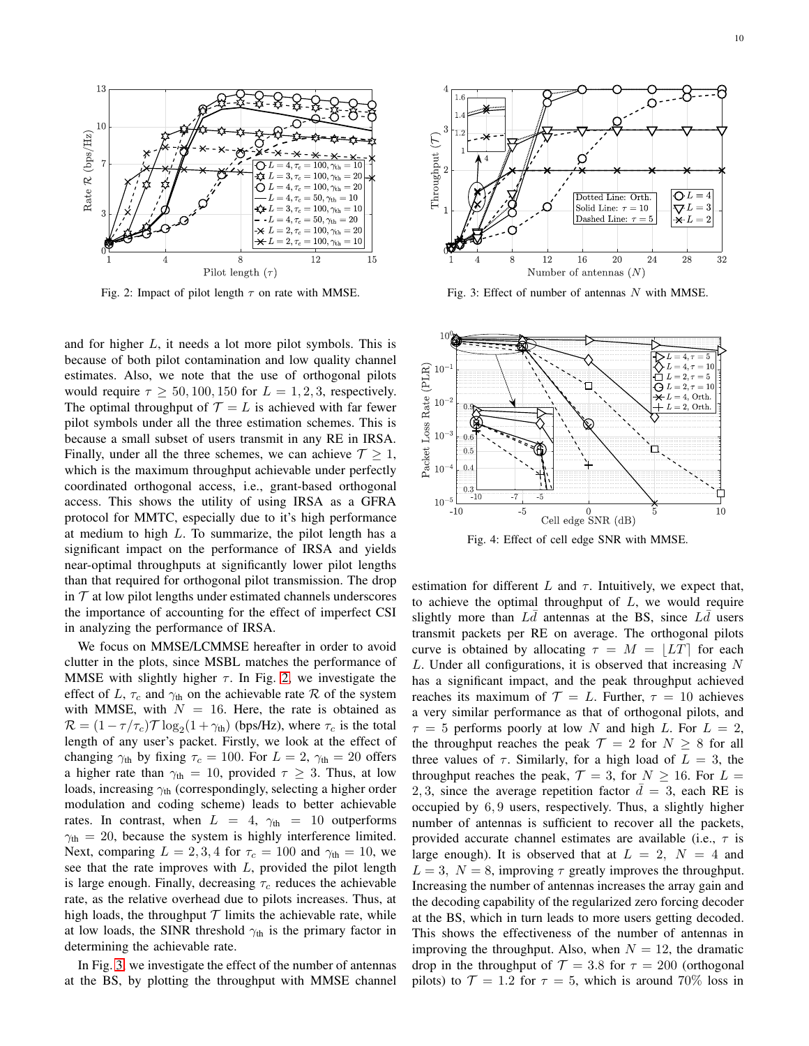Fig. 2: Impact of pilot length $\tau$ on rate with MMSE.

Fig. 3: Effect of number of antennas $N$ with MMSE.

Fig. 4: Effect of cell edge SNR with MMSE.

and for higher $L$, it needs a lot more pilot symbols. This is because of both pilot contamination and low quality channel estimates. Also, we note that the use of orthogonal pilots would require $\tau \geq 50, 100, 150$ for $L = 1, 2, 3$, respectively. The optimal throughput of $\mathcal{T} = L$ is achieved with far fewer pilot symbols under all the three estimation schemes. This is because a small subset of users transmit in any RE in IRSA. Finally, under all the three schemes, we can achieve $\mathcal{T} \geq 1$, which is the maximum throughput achievable under perfectly coordinated orthogonal access, i.e., grant-based orthogonal access. This shows the utility of using IRSA as a GFRA protocol for MMTC, especially due to it's high performance at medium to high $L$. To summarize, the pilot length has a significant impact on the performance of IRSA and yields near-optimal throughputs at significantly lower pilot lengths than that required for orthogonal pilot transmission. The drop in $\mathcal{T}$ at low pilot lengths under estimated channels underscores the importance of accounting for the effect of imperfect CSI in analyzing the performance of IRSA.

We focus on MMSE/LCMMSE hereafter in order to avoid clutter in the plots, since MSBL matches the performance of MMSE with slightly higher $\tau$. In Fig. 2, we investigate the effect of $L$, $\tau_c$ and $\gamma_{\text{th}}$ on the achievable rate $\mathcal{R}$ of the system with MMSE, with $N = 16$. Here, the rate is obtained as $\mathcal{R} = (1 - \tau/\tau_c)\mathcal{T}\log_2(1 + \gamma_{\text{th}})$ (bps/Hz), where $\tau_c$ is the total length of any user's packet. Firstly, we look at the effect of changing $\gamma_{\text{th}}$ by fixing $\tau_c = 100$. For $L = 2$, $\gamma_{\text{th}} = 20$ offers a higher rate than $\gamma_{\text{th}} = 10$, provided $\tau \geq 3$. Thus, at low loads, increasing $\gamma_{\text{th}}$ (correspondingly, selecting a higher order modulation and coding scheme) leads to better achievable rates. In contrast, when $L = 4$, $\gamma_{\text{th}} = 10$ outperforms $\gamma_{\text{th}} = 20$, because the system is highly interference limited. Next, comparing $L = 2, 3, 4$ for $\tau_c = 100$ and $\gamma_{\text{th}} = 10$, we see that the rate improves with $L$, provided the pilot length is large enough. Finally, decreasing $\tau_c$ reduces the achievable rate, as the relative overhead due to pilots increases. Thus, at high loads, the throughput $\mathcal{T}$ limits the achievable rate, while at low loads, the SINR threshold $\gamma_{\text{th}}$ is the primary factor in determining the achievable rate.

In Fig. 3, we investigate the effect of the number of antennas at the BS, by plotting the throughput with MMSE channel estimation for different $L$ and $\tau$. Intuitively, we expect that, to achieve the optimal throughput of $L$, we would require slightly more than $L\bar{d}$ antennas at the BS, since $L\bar{d}$ users transmit packets per RE on average. The orthogonal pilots curve is obtained by allocating $\tau = M = \lfloor LT \rceil$ for each $L$. Under all configurations, it is observed that increasing $N$ has a significant impact, and the peak throughput achieved reaches its maximum of $\mathcal{T} = L$. Further, $\tau = 10$ achieves a very similar performance as that of orthogonal pilots, and $\tau = 5$ performs poorly at low $N$ and high $L$. For $L = 2$, the throughput reaches the peak $\mathcal{T} = 2$ for $N \geq 8$ for all three values of $\tau$. Similarly, for a high load of $L = 3$, the throughput reaches the peak, $\mathcal{T} = 3$, for $N \geq 16$. For $L = 2, 3$, since the average repetition factor $\bar{d} = 3$, each RE is occupied by $6, 9$ users, respectively. Thus, a slightly higher number of antennas is sufficient to recover all the packets, provided accurate channel estimates are available (i.e., $\tau$ is large enough). It is observed that at $L = 2$, $N = 4$ and $L = 3$, $N = 8$, improving $\tau$ greatly improves the throughput. Increasing the number of antennas increases the array gain and the decoding capability of the regularized zero forcing decoder at the BS, which in turn leads to more users getting decoded. This shows the effectiveness of the number of antennas in improving the throughput. Also, when $N = 12$, the dramatic drop in the throughput of $\mathcal{T} = 3.8$ for $\tau = 200$ (orthogonal pilots) to $\mathcal{T} = 1.2$ for $\tau = 5$, which is around 70% loss in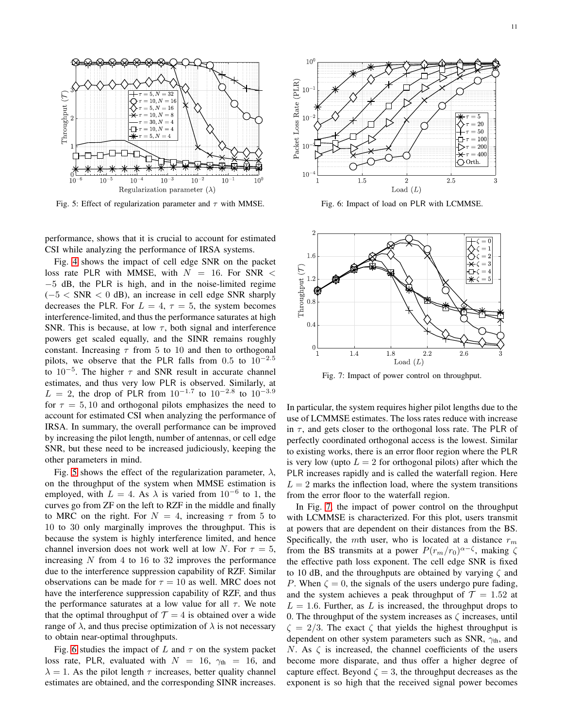Fig. 5: Effect of regularization parameter and $\tau$ with MMSE.

Fig. 6: Impact of load on PLR with LCMMSE.

Fig. 7: Impact of power control on throughput.

performance, shows that it is crucial to account for estimated CSI while analyzing the performance of IRSA systems.

Fig. 4 shows the impact of cell edge SNR on the packet loss rate PLR with MMSE, with $N = 16$. For SNR $< -5$ dB, the PLR is high, and in the noise-limited regime ($-5 <$ SNR $< 0$ dB), an increase in cell edge SNR sharply decreases the PLR. For $L = 4$, $\tau = 5$, the system becomes interference-limited, and thus the performance saturates at high SNR. This is because, at low $\tau$, both signal and interference powers get scaled equally, and the SINR remains roughly constant. Increasing $\tau$ from 5 to 10 and then to orthogonal pilots, we observe that the PLR falls from 0.5 to $10^{-2.5}$ to $10^{-5}$. The higher $\tau$ and SNR result in accurate channel estimates, and thus very low PLR is observed. Similarly, at $L = 2$, the drop of PLR from $10^{-1.7}$ to $10^{-2.8}$ to $10^{-3.9}$ for $\tau = 5, 10$ and orthogonal pilots emphasizes the need to account for estimated CSI when analyzing the performance of IRSA. In summary, the overall performance can be improved by increasing the pilot length, number of antennas, or cell edge SNR, but these need to be increased judiciously, keeping the other parameters in mind.

Fig. 5 shows the effect of the regularization parameter, $\lambda$, on the throughput of the system when MMSE estimation is employed, with $L = 4$. As $\lambda$ is varied from $10^{-6}$ to 1, the curves go from ZF on the left to RZF in the middle and finally to MRC on the right. For $N = 4$, increasing $\tau$ from 5 to 10 to 30 only marginally improves the throughput. This is because the system is highly interference limited, and hence channel inversion does not work well at low $N$. For $\tau = 5$, increasing $N$ from 4 to 16 to 32 improves the performance due to the interference suppression capability of RZF. Similar observations can be made for $\tau = 10$ as well. MRC does not have the interference suppression capability of RZF, and thus the performance saturates at a low value for all $\tau$. We note that the optimal throughput of $\mathcal{T} = 4$ is obtained over a wide range of $\lambda$, and thus precise optimization of $\lambda$ is not necessary to obtain near-optimal throughputs.

Fig. 6 studies the impact of $L$ and $\tau$ on the system packet loss rate, PLR, evaluated with $N = 16$, $\gamma_{\text{th}} = 16$, and $\lambda = 1$. As the pilot length $\tau$ increases, better quality channel estimates are obtained, and the corresponding SINR increases. In particular, the system requires higher pilot lengths due to the use of LCMMSE estimates. The loss rates reduce with increase in $\tau$, and gets closer to the orthogonal loss rate. The PLR of perfectly coordinated orthogonal access is the lowest. Similar to existing works, there is an error floor region where the PLR is very low (upto $L = 2$ for orthogonal pilots) after which the PLR increases rapidly and is called the waterfall region. Here $L = 2$ marks the inflection load, where the system transitions from the error floor to the waterfall region.

In Fig. 7, the impact of power control on the throughput with LCMMSE is characterized. For this plot, users transmit at powers that are dependent on their distances from the BS. Specifically, the $m$th user, who is located at a distance $r_m$ from the BS transmits at a power $P(r_m/r_0)^{\alpha-\zeta}$, making $\zeta$ the effective path loss exponent. The cell edge SNR is fixed to 10 dB, and the throughputs are obtained by varying $\zeta$ and $P$. When $\zeta = 0$, the signals of the users undergo pure fading, and the system achieves a peak throughput of $\mathcal{T} = 1.52$ at $L = 1.6$. Further, as $L$ is increased, the throughput drops to 0. The throughput of the system increases as $\zeta$ increases, until $\zeta = 2/3$. The exact $\zeta$ that yields the highest throughput is dependent on other system parameters such as SNR, $\gamma_{\text{th}}$, and $N$. As $\zeta$ is increased, the channel coefficients of the users become more disparate, and thus offer a higher degree of capture effect. Beyond $\zeta = 3$, the throughput decreases as the exponent is so high that the received signal power becomes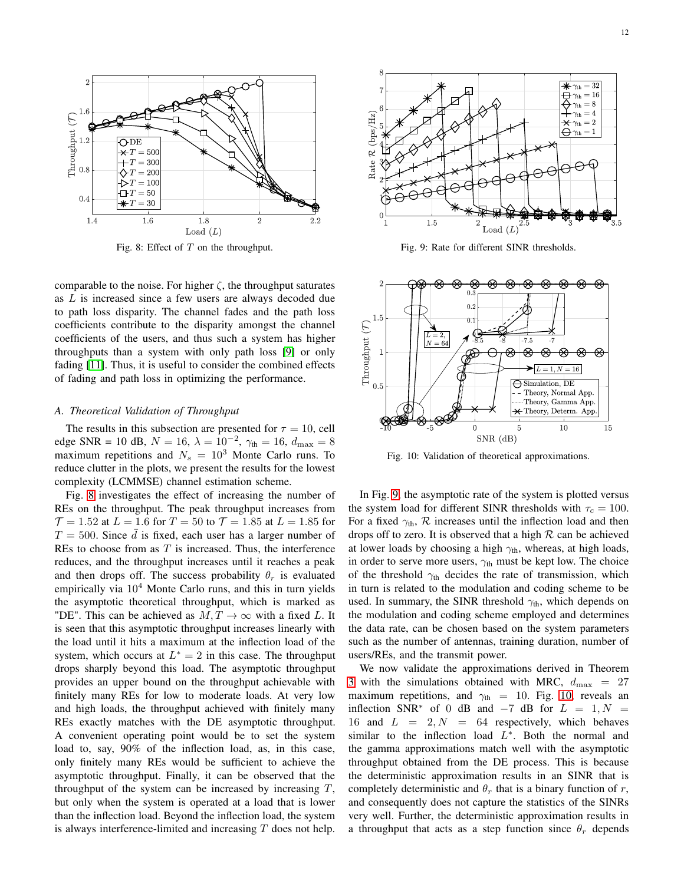Fig. 8: Effect of $T$ on the throughput.

Fig. 9: Rate for different SINR thresholds.

Fig. 10: Validation of theoretical approximations.

comparable to the noise. For higher $\zeta$, the throughput saturates as $L$ is increased since a few users are always decoded due to path loss disparity. The channel fades and the path loss coefficients contribute to the disparity amongst the channel coefficients of the users, and thus such a system has higher throughputs than a system with only path loss [9] or only fading [11]. Thus, it is useful to consider the combined effects of fading and path loss in optimizing the performance.

### A. Theoretical Validation of Throughput

The results in this subsection are presented for $\tau = 10$, cell edge SNR = 10 dB, $N = 16$, $\lambda = 10^{-2}$, $\gamma_{\text{th}} = 16$, $d_{\max} = 8$ maximum repetitions and $N_s = 10^3$ Monte Carlo runs. To reduce clutter in the plots, we present the results for the lowest complexity (LCMMSE) channel estimation scheme.

Fig. 8 investigates the effect of increasing the number of REs on the throughput. The peak throughput increases from $\mathcal{T} = 1.52$ at $L = 1.6$ for $T = 50$ to $\mathcal{T} = 1.85$ at $L = 1.85$ for $T = 500$. Since $\bar{d}$ is fixed, each user has a larger number of REs to choose from as $T$ is increased. Thus, the interference reduces, and the throughput increases until it reaches a peak and then drops off. The success probability $\theta_r$ is evaluated empirically via $10^4$ Monte Carlo runs, and this in turn yields the asymptotic theoretical throughput, which is marked as "DE". This can be achieved as $M, T \to \infty$ with a fixed $L$. It is seen that this asymptotic throughput increases linearly with the load until it hits a maximum at the inflection load of the system, which occurs at $L^* = 2$ in this case. The throughput drops sharply beyond this load. The asymptotic throughput provides an upper bound on the throughput achievable with finitely many REs for low to moderate loads. At very low and high loads, the throughput achieved with finitely many REs exactly matches with the DE asymptotic throughput. A convenient operating point would be to set the system load to, say, 90% of the inflection load, as, in this case, only finitely many REs would be sufficient to achieve the asymptotic throughput. Finally, it can be observed that the throughput of the system can be increased by increasing $T$, but only when the system is operated at a load that is lower than the inflection load. Beyond the inflection load, the system is always interference-limited and increasing $T$ does not help.

In Fig. 9, the asymptotic rate of the system is plotted versus the system load for different SINR thresholds with $\tau_c = 100$. For a fixed $\gamma_{\text{th}}$, $\mathcal{R}$ increases until the inflection load and then drops off to zero. It is observed that a high $\mathcal{R}$ can be achieved at lower loads by choosing a high $\gamma_{\text{th}}$, whereas, at high loads, in order to serve more users, $\gamma_{\text{th}}$ must be kept low. The choice of the threshold $\gamma_{\text{th}}$ decides the rate of transmission, which in turn is related to the modulation and coding scheme to be used. In summary, the SINR threshold $\gamma_{\text{th}}$, which depends on the modulation and coding scheme employed and determines the data rate, can be chosen based on the system parameters such as the number of antennas, training duration, number of users/REs, and the transmit power.

We now validate the approximations derived in Theorem 3 with the simulations obtained with MRC, $d_{\max} = 27$ maximum repetitions, and $\gamma_{\text{th}} = 10$. Fig. 10 reveals an inflection SNR* of 0 dB and $-7$ dB for $L = 1, N = 16$ and $L = 2, N = 64$ respectively, which behaves similar to the inflection load $L^*$. Both the normal and the gamma approximations match well with the asymptotic throughput obtained from the DE process. This is because the deterministic approximation results in an SINR that is completely deterministic and $\theta_r$ that is a binary function of $r$, and consequently does not capture the statistics of the SINRs very well. Further, the deterministic approximation results in a throughput that acts as a step function since $\theta_r$ depends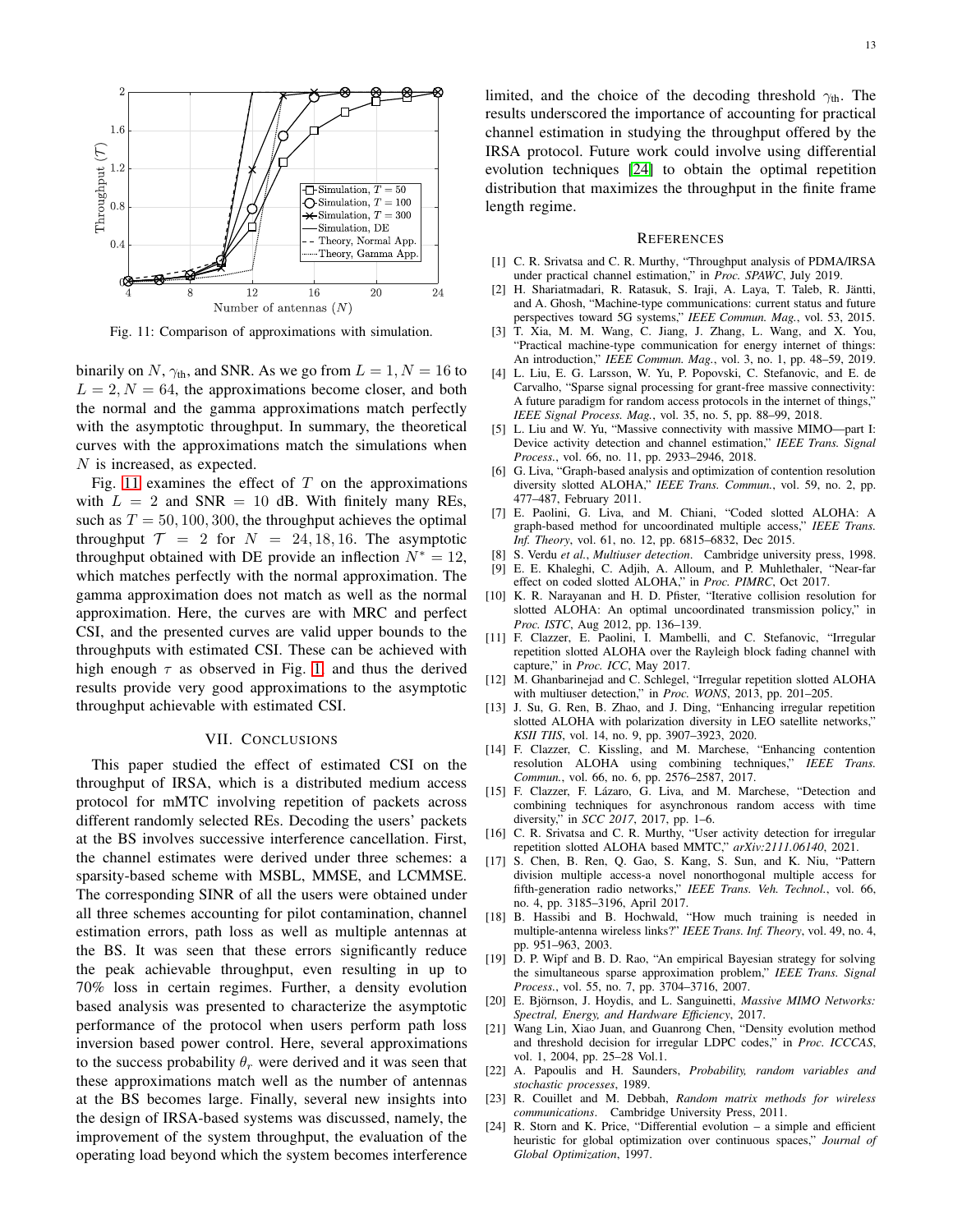Fig. 11: Comparison of approximations with simulation.

binarily on $N$, $\gamma_{\text{th}}$, and SNR. As we go from $L = 1, N = 16$ to $L = 2, N = 64$, the approximations become closer, and both the normal and the gamma approximations match perfectly with the asymptotic throughput. In summary, the theoretical curves with the approximations match the simulations when $N$ is increased, as expected.

Fig. 11 examines the effect of $T$ on the approximations with $L = 2$ and SNR $= 10$ dB. With finitely many REs, such as $T = 50, 100, 300$, the throughput achieves the optimal throughput $\mathcal{T} = 2$ for $N = 24, 18, 16$. The asymptotic throughput obtained with DE provide an inflection $N^* = 12$, which matches perfectly with the normal approximation. The gamma approximation does not match as well as the normal approximation. Here, the curves are with MRC and perfect CSI, and the presented curves are valid upper bounds to the throughputs with estimated CSI. These can be achieved with high enough $\tau$ as observed in Fig. 1, and thus the derived results provide very good approximations to the asymptotic throughput achievable with estimated CSI.

## VII. Conclusions

This paper studied the effect of estimated CSI on the throughput of IRSA, which is a distributed medium access protocol for mMTC involving repetition of packets across different randomly selected REs. Decoding the users' packets at the BS involves successive interference cancellation. First, the channel estimates were derived under three schemes: a sparsity-based scheme with MSBL, MMSE, and LCMMSE. The corresponding SINR of all the users were obtained under all three schemes accounting for pilot contamination, channel estimation errors, path loss as well as multiple antennas at the BS. It was seen that these errors significantly reduce the peak achievable throughput, even resulting in up to 70% loss in certain regimes. Further, a density evolution based analysis was presented to characterize the asymptotic performance of the protocol when users perform path loss inversion based power control. Here, several approximations to the success probability $\theta_r$ were derived and it was seen that these approximations match well as the number of antennas at the BS becomes large. Finally, several new insights into the design of IRSA-based systems was discussed, namely, the improvement of the system throughput, the evaluation of the operating load beyond which the system becomes interference limited, and the choice of the decoding threshold $\gamma_{\text{th}}$. The results underscored the importance of accounting for practical channel estimation in studying the throughput offered by the IRSA protocol. Future work could involve using differential evolution techniques [24] to obtain the optimal repetition distribution that maximizes the throughput in the finite frame length regime.

## References

[1] C. R. Srivatsa and C. R. Murthy, "Throughput analysis of PDMA/IRSA under practical channel estimation," in *Proc. SPAWC*, July 2019.

[2] H. Shariatmadari, R. Ratasuk, S. Iraji, A. Laya, T. Taleb, R. Jäntti, and A. Ghosh, "Machine-type communications: current status and future perspectives toward 5G systems," *IEEE Commun. Mag.*, vol. 53, 2015.

[3] T. Xia, M. M. Wang, C. Jiang, J. Zhang, L. Wang, and X. You, "Practical machine-type communication for energy internet of things: An introduction," *IEEE Commun. Mag.*, vol. 3, no. 1, pp. 48–59, 2019.

[4] L. Liu, E. G. Larsson, W. Yu, P. Popovski, C. Stefanovic, and E. de Carvalho, "Sparse signal processing for grant-free massive connectivity: A future paradigm for random access protocols in the internet of things," *IEEE Signal Process. Mag.*, vol. 35, no. 5, pp. 88–99, 2018.

[5] L. Liu and W. Yu, "Massive connectivity with massive MIMO—part I: Device activity detection and channel estimation," *IEEE Trans. Signal Process.*, vol. 66, no. 11, pp. 2933–2946, 2018.

[6] G. Liva, "Graph-based analysis and optimization of contention resolution diversity slotted ALOHA," *IEEE Trans. Commun.*, vol. 59, no. 2, pp. 477–487, February 2011.

[7] E. Paolini, G. Liva, and M. Chiani, "Coded slotted ALOHA: A graph-based method for uncoordinated multiple access," *IEEE Trans. Inf. Theory*, vol. 61, no. 12, pp. 6815–6832, Dec 2015.

[8] S. Verdu *et al.*, *Multiuser detection*. Cambridge university press, 1998.

[9] E. E. Khaleghi, C. Adjih, A. Alloum, and P. Muhlethaler, "Near-far effect on coded slotted ALOHA," in *Proc. PIMRC*, Oct 2017.

[10] K. R. Narayanan and H. D. Pfister, "Iterative collision resolution for slotted ALOHA: An optimal uncoordinated transmission policy," in *Proc. ISTC*, Aug 2012, pp. 136–139.

[11] F. Clazzer, E. Paolini, I. Mambelli, and C. Stefanovic, "Irregular repetition slotted ALOHA over the Rayleigh block fading channel with capture," in *Proc. ICC*, May 2017.

[12] M. Ghanbarinejad and C. Schlegel, "Irregular repetition slotted ALOHA with multiuser detection," in *Proc. WONS*, 2013, pp. 201–205.

[13] J. Su, G. Ren, B. Zhao, and J. Ding, "Enhancing irregular repetition slotted ALOHA with polarization diversity in LEO satellite networks," *KSII TIIS*, vol. 14, no. 9, pp. 3907–3923, 2020.

[14] F. Clazzer, C. Kissling, and M. Marchese, "Enhancing contention resolution ALOHA using combining techniques," *IEEE Trans. Commun.*, vol. 66, no. 6, pp. 2576–2587, 2017.

[15] F. Clazzer, F. Lázaro, G. Liva, and M. Marchese, "Detection and combining techniques for asynchronous random access with time diversity," in *SCC 2017*, 2017, pp. 1–6.

[16] C. R. Srivatsa and C. R. Murthy, "User activity detection for irregular repetition slotted ALOHA based MMTC," *arXiv:2111.06140*, 2021.

[17] S. Chen, B. Ren, Q. Gao, S. Kang, S. Sun, and K. Niu, "Pattern division multiple access-a novel nonorthogonal multiple access for fifth-generation radio networks," *IEEE Trans. Veh. Technol.*, vol. 66, no. 4, pp. 3185–3196, April 2017.

[18] B. Hassibi and B. Hochwald, "How much training is needed in multiple-antenna wireless links?" *IEEE Trans. Inf. Theory*, vol. 49, no. 4, pp. 951–963, 2003.

[19] D. P. Wipf and B. D. Rao, "An empirical Bayesian strategy for solving the simultaneous sparse approximation problem," *IEEE Trans. Signal Process.*, vol. 55, no. 7, pp. 3704–3716, 2007.

[20] E. Björnson, J. Hoydis, and L. Sanguinetti, *Massive MIMO Networks: Spectral, Energy, and Hardware Efficiency*, 2017.

[21] Wang Lin, Xiao Juan, and Guanrong Chen, "Density evolution method and threshold decision for irregular LDPC codes," in *Proc. ICCCAS*, vol. 1, 2004, pp. 25–28 Vol.1.

[22] A. Papoulis and H. Saunders, *Probability, random variables and stochastic processes*, 1989.

[23] R. Couillet and M. Debbah, *Random matrix methods for wireless communications*. Cambridge University Press, 2011.

[24] R. Storn and K. Price, "Differential evolution – a simple and efficient heuristic for global optimization over continuous spaces," *Journal of Global Optimization*, 1997.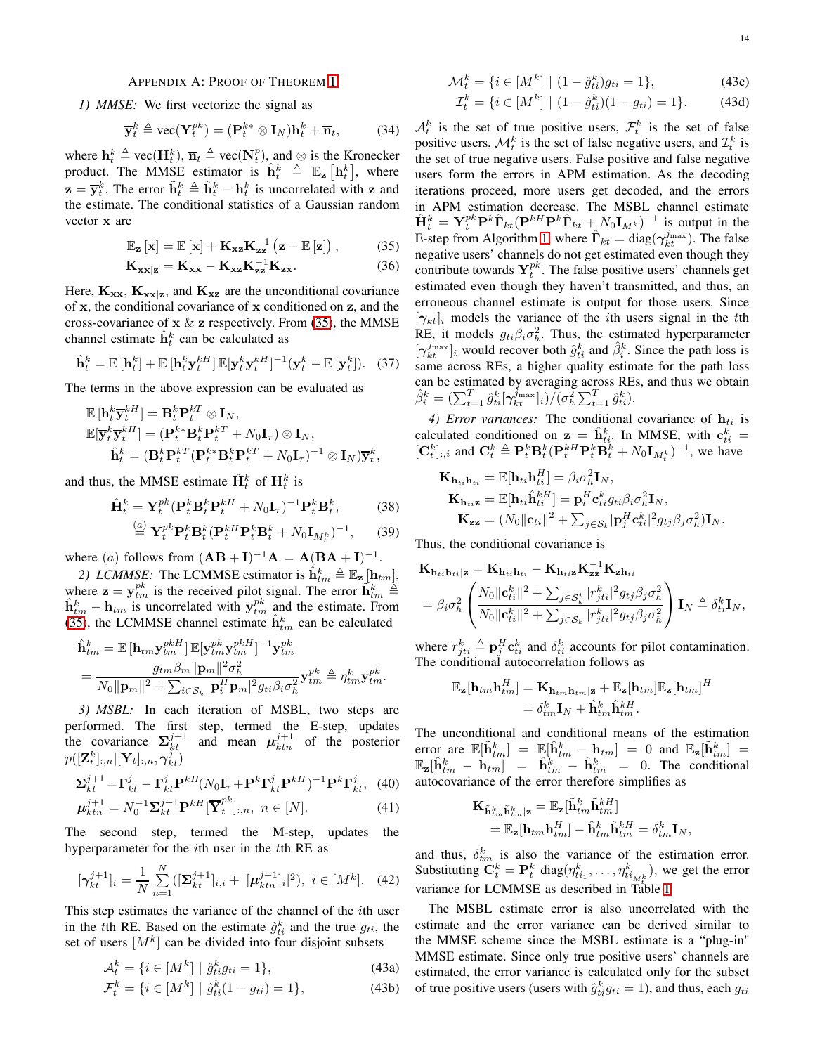## Appendix A: Proof of Theorem 1

*1) MMSE:* We first vectorize the signal as

$$\overline{\mathbf{y}}_t^k \triangleq \text{vec}(\mathbf{Y}_t^{pk}) = (\mathbf{P}_t^{k*} \otimes \mathbf{I}_N)\mathbf{h}_t^k + \overline{\mathbf{n}}_t, \tag{34}$$

where $\mathbf{h}_t^k \triangleq \text{vec}(\mathbf{H}_t^k)$, $\overline{\mathbf{n}}_t \triangleq \text{vec}(\mathbf{N}_t^p)$, and $\otimes$ is the Kronecker product. The MMSE estimator is $\hat{\mathbf{h}}_t^k \triangleq \mathbb{E}_{\mathbf{z}}\left[\mathbf{h}_t^k\right]$, where $\mathbf{z} = \overline{\mathbf{y}}_t^k$. The error $\tilde{\mathbf{h}}_t^k \triangleq \hat{\mathbf{h}}_t^k - \mathbf{h}_t^k$ is uncorrelated with $\mathbf{z}$ and the estimate. The conditional statistics of a Gaussian random vector $\mathbf{x}$ are

$$\mathbb{E}_{\mathbf{z}}\left[\mathbf{x}\right] = \mathbb{E}\left[\mathbf{x}\right] + \mathbf{K}_{\mathbf{xz}}\mathbf{K}_{\mathbf{zz}}^{-1}\left(\mathbf{z} - \mathbb{E}\left[\mathbf{z}\right]\right), \tag{35}$$

$$\mathbf{K}_{\mathbf{xx}|\mathbf{z}} = \mathbf{K}_{\mathbf{xx}} - \mathbf{K}_{\mathbf{xz}}\mathbf{K}_{\mathbf{zz}}^{-1}\mathbf{K}_{\mathbf{zx}}. \tag{36}$$

Here, $\mathbf{K}_{\mathbf{xx}}$, $\mathbf{K}_{\mathbf{xx}|\mathbf{z}}$, and $\mathbf{K}_{\mathbf{xz}}$ are the unconditional covariance of $\mathbf{x}$, the conditional covariance of $\mathbf{x}$ conditioned on $\mathbf{z}$, and the cross-covariance of $\mathbf{x}$ & $\mathbf{z}$ respectively. From (35), the MMSE channel estimate $\hat{\mathbf{h}}_t^k$ can be calculated as

$$\hat{\mathbf{h}}_t^k = \mathbb{E}\left[\mathbf{h}_t^k\right] + \mathbb{E}\left[\mathbf{h}_t^k\overline{\mathbf{y}}_t^{kH}\right]\mathbb{E}[\overline{\mathbf{y}}_t^k\overline{\mathbf{y}}_t^{kH}]^{-1}(\overline{\mathbf{y}}_t^k - \mathbb{E}\left[\overline{\mathbf{y}}_t^k\right]). \tag{37}$$

The terms in the above expression can be evaluated as

$$\begin{aligned}
&\mathbb{E}\left[\mathbf{h}_t^k\overline{\mathbf{y}}_t^{kH}\right] = \mathbf{B}_t^k\mathbf{P}_t^{kT} \otimes \mathbf{I}_N,\\
&\mathbb{E}[\overline{\mathbf{y}}_t^k\overline{\mathbf{y}}_t^{kH}] = (\mathbf{P}_t^{k*}\mathbf{B}_t^k\mathbf{P}_t^{kT} + N_0\mathbf{I}_\tau) \otimes \mathbf{I}_N,\\
&\quad\hat{\mathbf{h}}_t^k = (\mathbf{B}_t^k\mathbf{P}_t^{kT}(\mathbf{P}_t^{k*}\mathbf{B}_t^k\mathbf{P}_t^{kT} + N_0\mathbf{I}_\tau)^{-1} \otimes \mathbf{I}_N)\overline{\mathbf{y}}_t^k,
\end{aligned}$$

and thus, the MMSE estimate $\hat{\mathbf{H}}_t^k$ of $\mathbf{H}_t^k$ is

$$\hat{\mathbf{H}}_t^k = \mathbf{Y}_t^{pk}(\mathbf{P}_t^k\mathbf{B}_t^k\mathbf{P}_t^{kH} + N_0\mathbf{I}_\tau)^{-1}\mathbf{P}_t^k\mathbf{B}_t^k, \tag{38}$$

$$\overset{(a)}{=} \mathbf{Y}_t^{pk}\mathbf{P}_t^k\mathbf{B}_t^k(\mathbf{P}_t^{kH}\mathbf{P}_t^k\mathbf{B}_t^k + N_0\mathbf{I}_{M_t^k})^{-1}, \tag{39}$$

where $(a)$ follows from $(\mathbf{AB}+\mathbf{I})^{-1}\mathbf{A} = \mathbf{A}(\mathbf{BA}+\mathbf{I})^{-1}$.

*2) LCMMSE:* The LCMMSE estimator is $\hat{\mathbf{h}}_{tm}^k \triangleq \mathbb{E}_{\mathbf{z}}\left[\mathbf{h}_{tm}\right]$, where $\mathbf{z} = \mathbf{y}_{tm}^{pk}$ is the received pilot signal. The error $\tilde{\mathbf{h}}_{tm}^k \triangleq \hat{\mathbf{h}}_{tm}^k - \mathbf{h}_{tm}$ is uncorrelated with $\mathbf{y}_{tm}^{pk}$ and the estimate. From (35), the LCMMSE channel estimate $\hat{\mathbf{h}}_{tm}^k$ can be calculated

$$\begin{aligned}
\hat{\mathbf{h}}_{tm}^k &= \mathbb{E}\left[\mathbf{h}_{tm}\mathbf{y}_{tm}^{pkH}\right]\mathbb{E}[\mathbf{y}_{tm}^{pk}\mathbf{y}_{tm}^{pkH}]^{-1}\mathbf{y}_{tm}^{pk}\\
&= \frac{g_{tm}\beta_m\|\mathbf{p}_m\|^2\sigma_h^2}{N_0\|\mathbf{p}_m\|^2 + \sum_{i\in\mathcal{S}_k}|\mathbf{p}_i^H\mathbf{p}_m|^2 g_{ti}\beta_i\sigma_h^2}\mathbf{y}_{tm}^{pk} \triangleq \eta_{tm}^k\mathbf{y}_{tm}^{pk}.
\end{aligned}$$

*3) MSBL:* In each iteration of MSBL, two steps are performed. The first step, termed the E-step, updates the covariance $\boldsymbol{\Sigma}_{kt}^{j+1}$ and mean $\boldsymbol{\mu}_{ktn}^{j+1}$ of the posterior $p([\mathbf{Z}_t^k]_{:,n}|[\mathbf{Y}_t]_{:,n},\boldsymbol{\gamma}_{kt}^j)$

$$\boldsymbol{\Sigma}_{kt}^{j+1} = \boldsymbol{\Gamma}_{kt}^j - \boldsymbol{\Gamma}_{kt}^j\mathbf{P}^{kH}(N_0\mathbf{I}_\tau + \mathbf{P}^k\boldsymbol{\Gamma}_{kt}^j\mathbf{P}^{kH})^{-1}\mathbf{P}^k\boldsymbol{\Gamma}_{kt}^j, \tag{40}$$

$$\boldsymbol{\mu}_{ktn}^{j+1} = N_0^{-1}\boldsymbol{\Sigma}_{kt}^{j+1}\mathbf{P}^{kH}[\overline{\mathbf{Y}}_t^{pk}]_{:,n},\ n \in [N]. \tag{41}$$

The second step, termed the M-step, updates the hyperparameter for the $i$th user in the $t$th RE as

$$[\boldsymbol{\gamma}_{kt}^{j+1}]_i = \frac{1}{N}\sum_{n=1}^{N}([\boldsymbol{\Sigma}_{kt}^{j+1}]_{i,i} + |[\boldsymbol{\mu}_{ktn}^{j+1}]_i|^2),\ i \in [M^k]. \tag{42}$$

This step estimates the variance of the channel of the $i$th user in the $t$th RE. Based on the estimate $\hat{g}_{ti}^k$ and the true $g_{ti}$, the set of users $[M^k]$ can be divided into four disjoint subsets

$$\mathcal{A}_t^k = \{i \in [M^k] \mid \hat{g}_{ti}^k g_{ti} = 1\}, \tag{43a}$$

$$\mathcal{F}_t^k = \{i \in [M^k] \mid \hat{g}_{ti}^k(1 - g_{ti}) = 1\}, \tag{43b}$$

$$\mathcal{M}_t^k = \{i \in [M^k] \mid (1 - \hat{g}_{ti}^k)g_{ti} = 1\}, \tag{43c}$$

$$\mathcal{I}_t^k = \{i \in [M^k] \mid (1 - \hat{g}_{ti}^k)(1 - g_{ti}) = 1\}. \tag{43d}$$

$\mathcal{A}_t^k$ is the set of true positive users, $\mathcal{F}_t^k$ is the set of false positive users, $\mathcal{M}_t^k$ is the set of false negative users, and $\mathcal{I}_t^k$ is the set of true negative users. False positive and false negative users form the errors in APM estimation. As the decoding iterations proceed, more users get decoded, and the errors in APM estimation decrease. The MSBL channel estimate $\hat{\mathbf{H}}_t^k = \mathbf{Y}_t^{pk}\mathbf{P}^k\hat{\boldsymbol{\Gamma}}_{kt}(\mathbf{P}^{kH}\mathbf{P}^k\hat{\boldsymbol{\Gamma}}_{kt} + N_0\mathbf{I}_{M^k})^{-1}$ is output in the E-step from Algorithm 1, where $\hat{\boldsymbol{\Gamma}}_{kt} = \text{diag}(\boldsymbol{\gamma}_{kt}^{j_{\max}})$. The false negative users' channels do not get estimated even though they contribute towards $\mathbf{Y}_t^{pk}$. The false positive users' channels get estimated even though they haven't transmitted, and thus, an erroneous channel estimate is output for those users. Since $[\gamma_{kt}]_i$ models the variance of the $i$th users signal in the $t$th RE, it models $g_{ti}\beta_i\sigma_h^2$. Thus, the estimated hyperparameter $[\boldsymbol{\gamma}_{kt}^{j_{\max}}]_i$ would recover both $\hat{g}_{ti}^k$ and $\hat{\beta}_i^k$. Since the path loss is same across REs, a higher quality estimate for the path loss can be estimated by averaging across REs, and thus we obtain $\hat{\beta}_i^k = (\sum_{t=1}^{T}\hat{g}_{ti}^k[\boldsymbol{\gamma}_{kt}^{j_{\max}}]_i)/(\sigma_h^2\sum_{t=1}^{T}\hat{g}_{ti}^k)$.

*4) Error variances:* The conditional covariance of $\mathbf{h}_{ti}$ is calculated conditioned on $\mathbf{z} = \hat{\mathbf{h}}_{ti}^k$. In MMSE, with $\mathbf{c}_{ti}^k = [\mathbf{C}_t^k]_{:,i}$ and $\mathbf{C}_t^k \triangleq \mathbf{P}_t^k\mathbf{B}_t^k(\mathbf{P}_t^{kH}\mathbf{P}_t^k\mathbf{B}_t^k + N_0\mathbf{I}_{M_t^k})^{-1}$, we have

$$\begin{aligned}
\mathbf{K}_{\mathbf{h}_{ti}\mathbf{h}_{ti}} &= \mathbb{E}[\mathbf{h}_{ti}\mathbf{h}_{ti}^H] = \beta_i\sigma_h^2\mathbf{I}_N,\\
\mathbf{K}_{\mathbf{h}_{ti}\mathbf{z}} &= \mathbb{E}[\mathbf{h}_{ti}\hat{\mathbf{h}}_{ti}^{kH}] = \mathbf{p}_i^H\mathbf{c}_{ti}^k g_{ti}\beta_i\sigma_h^2\mathbf{I}_N,\\
\mathbf{K}_{\mathbf{zz}} &= (N_0\|\mathbf{c}_{ti}\|^2 + \textstyle\sum_{j\in\mathcal{S}_k}|\mathbf{p}_j^H\mathbf{c}_{ti}^k|^2 g_{tj}\beta_j\sigma_h^2)\mathbf{I}_N.
\end{aligned}$$

Thus, the conditional covariance is

$$\begin{aligned}
&\mathbf{K}_{\mathbf{h}_{ti}\mathbf{h}_{ti}|\mathbf{z}} = \mathbf{K}_{\mathbf{h}_{ti}\mathbf{h}_{ti}} - \mathbf{K}_{\mathbf{h}_{ti}\mathbf{z}}\mathbf{K}_{\mathbf{zz}}^{-1}\mathbf{K}_{\mathbf{z}\mathbf{h}_{ti}}\\
&= \beta_i\sigma_h^2\left(\frac{N_0\|\mathbf{c}_{ti}^k\|^2 + \sum_{j\in\mathcal{S}_k^i}|r_{jti}^k|^2 g_{tj}\beta_j\sigma_h^2}{N_0\|\mathbf{c}_{ti}^k\|^2 + \sum_{j\in\mathcal{S}_k}|r_{jti}^k|^2 g_{tj}\beta_j\sigma_h^2}\right)\mathbf{I}_N \triangleq \delta_{ti}^k\mathbf{I}_N,
\end{aligned}$$

where $r_{jti}^k \triangleq \mathbf{p}_j^H\mathbf{c}_{ti}^k$ and $\delta_{ti}^k$ accounts for pilot contamination. The conditional autocorrelation follows as

$$\begin{aligned}
\mathbb{E}_{\mathbf{z}}[\mathbf{h}_{tm}\mathbf{h}_{tm}^H] &= \mathbf{K}_{\mathbf{h}_{tm}\mathbf{h}_{tm}|\mathbf{z}} + \mathbb{E}_{\mathbf{z}}[\mathbf{h}_{tm}]\mathbb{E}_{\mathbf{z}}[\mathbf{h}_{tm}]^H\\
&= \delta_{tm}^k\mathbf{I}_N + \hat{\mathbf{h}}_{tm}^k\hat{\mathbf{h}}_{tm}^{kH}.
\end{aligned}$$

The unconditional and conditional means of the estimation error are $\mathbb{E}[\tilde{\mathbf{h}}_{tm}^k] = \mathbb{E}[\hat{\mathbf{h}}_{tm}^k - \mathbf{h}_{tm}] = 0$ and $\mathbb{E}_{\mathbf{z}}[\tilde{\mathbf{h}}_{tm}^k] = \mathbb{E}_{\mathbf{z}}[\hat{\mathbf{h}}_{tm}^k - \mathbf{h}_{tm}] = \hat{\mathbf{h}}_{tm}^k - \hat{\mathbf{h}}_{tm}^k = 0$. The conditional autocovariance of the error therefore simplifies as

$$\begin{aligned}
\mathbf{K}_{\tilde{\mathbf{h}}_{tm}^k\tilde{\mathbf{h}}_{tm}^k|\mathbf{z}} &= \mathbb{E}_{\mathbf{z}}[\tilde{\mathbf{h}}_{tm}^k\tilde{\mathbf{h}}_{tm}^{kH}]\\
&= \mathbb{E}_{\mathbf{z}}[\mathbf{h}_{tm}\mathbf{h}_{tm}^H] - \hat{\mathbf{h}}_{tm}^k\hat{\mathbf{h}}_{tm}^{kH} = \delta_{tm}^k\mathbf{I}_N,
\end{aligned}$$

and thus, $\delta_{tm}^k$ is also the variance of the estimation error. Substituting $\mathbf{C}_t^k = \mathbf{P}_t^k\ \text{diag}(\eta_{ti_1}^k,\ldots,\eta_{ti_{M_t^k}}^k)$, we get the error variance for LCMMSE as described in Table I.

The MSBL estimate error is also uncorrelated with the estimate and the error variance can be derived similar to the MMSE scheme since the MSBL estimate is a "plug-in" MMSE estimate. Since only true positive users' channels are estimated, the error variance is calculated only for the subset of true positive users (users with $\hat{g}_{ti}^k g_{ti} = 1$), and thus, each $g_{ti}$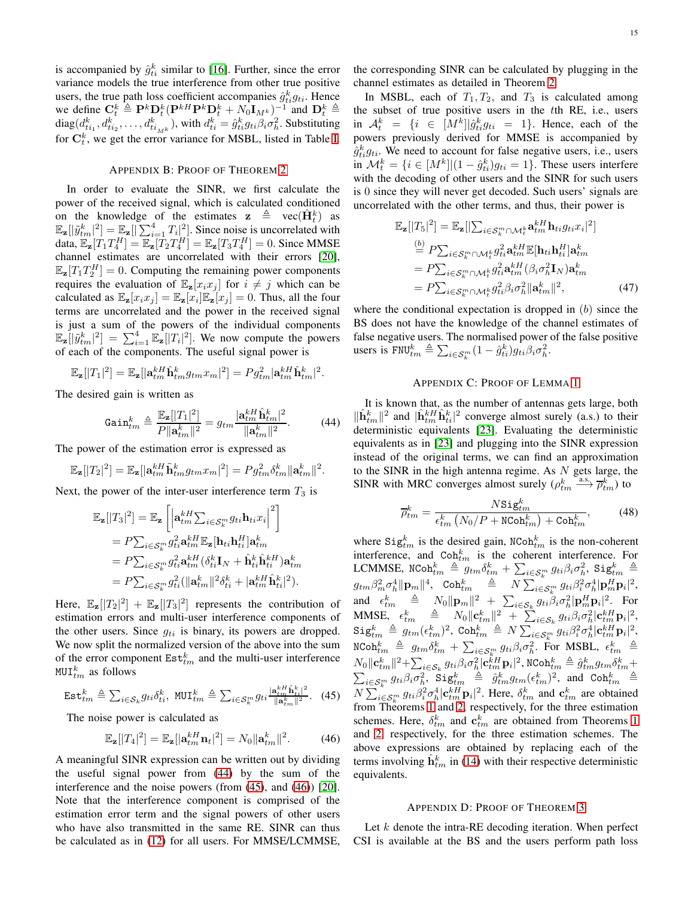is accompanied by $\hat{g}_{ti}^k$ similar to [16]. Further, since the error variance models the true interference from other true positive users, the true path loss coefficient accompanies $\hat{g}_{ti}^k g_{ti}$. Hence we define $\mathbf{C}_t^k \triangleq \mathbf{P}^k \mathbf{D}_t^k (\mathbf{P}^{kH}\mathbf{P}^k\mathbf{D}_t^k + N_0 \mathbf{I}_{M^k})^{-1}$ and $\mathbf{D}_t^k \triangleq \text{diag}(d_{ti_1}^k, d_{ti_2}^k, \ldots, d_{ti_{M^k}}^k)$, with $d_{ti}^k = \hat{g}_{ti}^k g_{ti}\beta_i \sigma_h^2$. Substituting for $\mathbf{C}_t^k$, we get the error variance for MSBL, listed in Table I.

## Appendix B: Proof of Theorem 2

In order to evaluate the SINR, we first calculate the power of the received signal, which is calculated conditioned on the knowledge of the estimates $\mathbf{z} \triangleq \text{vec}(\hat{\mathbf{H}}_t^k)$ as $\mathbb{E}_{\mathbf{z}}[|\tilde{y}_{tm}^k|^2] = \mathbb{E}_{\mathbf{z}}[|\sum_{i=1}^4 T_i|^2]$. Since noise is uncorrelated with data, $\mathbb{E}_{\mathbf{z}}[T_1 T_4^H] = \mathbb{E}_{\mathbf{z}}[T_2 T_4^H] = \mathbb{E}_{\mathbf{z}}[T_3 T_4^H] = 0$. Since MMSE channel estimates are uncorrelated with their errors [20], $\mathbb{E}_{\mathbf{z}}[T_1 T_2^H] = 0$. Computing the remaining power components requires the evaluation of $\mathbb{E}_{\mathbf{z}}[x_i x_j]$ for $i \neq j$ which can be calculated as $\mathbb{E}_{\mathbf{z}}[x_i x_j] = \mathbb{E}_{\mathbf{z}}[x_i]\mathbb{E}_{\mathbf{z}}[x_j] = 0$. Thus, all the four terms are uncorrelated and the power in the received signal is just a sum of the powers of the individual components $\mathbb{E}_{\mathbf{z}}[|\tilde{y}_{tm}^k|^2] = \sum_{i=1}^4 \mathbb{E}_{\mathbf{z}}[|T_i|^2]$. We now compute the powers of each of the components. The useful signal power is

$$\mathbb{E}_{\mathbf{z}}[|T_1|^2] = \mathbb{E}_{\mathbf{z}}[|\mathbf{a}_{tm}^{kH}\hat{\mathbf{h}}_{tm}^k g_{tm} x_m|^2] = P g_{tm}^2 |\mathbf{a}_{tm}^{kH}\hat{\mathbf{h}}_{tm}^k|^2.$$

The desired gain is written as

$$\texttt{Gain}_{tm}^k \triangleq \frac{\mathbb{E}_{\mathbf{z}}[|T_1|^2]}{P\|\mathbf{a}_{tm}^k\|^2} = g_{tm}\frac{|\mathbf{a}_{tm}^{kH}\hat{\mathbf{h}}_{tm}^k|^2}{\|\mathbf{a}_{tm}^k\|^2}. \quad (44)$$

The power of the estimation error is expressed as

$$\mathbb{E}_{\mathbf{z}}[|T_2|^2] = \mathbb{E}_{\mathbf{z}}[|\mathbf{a}_{tm}^{kH}\tilde{\mathbf{h}}_{tm}^k g_{tm} x_m|^2] = P g_{tm}^2 \delta_{tm}^k \|\mathbf{a}_{tm}^k\|^2.$$

Next, the power of the inter-user interference term $T_3$ is

$$\begin{aligned}
\mathbb{E}_{\mathbf{z}}[|T_3|^2] &= \mathbb{E}_{\mathbf{z}}\left[\left|\mathbf{a}_{tm}^{kH}\textstyle\sum_{i\in\mathcal{S}_k^m} g_{ti}\mathbf{h}_{ti}x_i\right|^2\right] \\
&= P\textstyle\sum_{i\in\mathcal{S}_k^m} g_{ti}^2 \mathbf{a}_{tm}^{kH}\mathbb{E}_{\mathbf{z}}[\mathbf{h}_{ti}\mathbf{h}_{ti}^H]\mathbf{a}_{tm}^k \\
&= P\textstyle\sum_{i\in\mathcal{S}_k^m} g_{ti}^2 \mathbf{a}_{tm}^{kH}(\delta_{ti}^k \mathbf{I}_N + \hat{\mathbf{h}}_{ti}^k\hat{\mathbf{h}}_{ti}^{kH})\mathbf{a}_{tm}^k \\
&= P\textstyle\sum_{i\in\mathcal{S}_k^m} g_{ti}^2 (\|\mathbf{a}_{tm}^k\|^2\delta_{ti}^k + |\mathbf{a}_{tm}^{kH}\hat{\mathbf{h}}_{ti}^k|^2).
\end{aligned}$$

Here, $\mathbb{E}_{\mathbf{z}}[|T_2|^2] + \mathbb{E}_{\mathbf{z}}[|T_3|^2]$ represents the contribution of estimation errors and multi-user interference components of the other users. Since $g_{ti}$ is binary, its powers are dropped. We now split the normalized version of the above into the sum of the error component $\texttt{Est}_{tm}^k$ and the multi-user interference $\texttt{MUI}_{tm}^k$ as follows

$$\texttt{Est}_{tm}^k \triangleq \textstyle\sum_{i\in\mathcal{S}_k} g_{ti}\delta_{ti}^k, \ \texttt{MUI}_{tm}^k \triangleq \textstyle\sum_{i\in\mathcal{S}_k^m} g_{ti}\frac{|\mathbf{a}_{tm}^{kH}\hat{\mathbf{h}}_{ti}^k|^2}{\|\mathbf{a}_{tm}^k\|^2}. \quad (45)$$

The noise power is calculated as

$$\mathbb{E}_{\mathbf{z}}[|T_4|^2] = \mathbb{E}_{\mathbf{z}}[|\mathbf{a}_{tm}^{kH}\mathbf{n}_t|^2] = N_0\|\mathbf{a}_{tm}^k\|^2. \quad (46)$$

A meaningful SINR expression can be written out by dividing the useful signal power from (44) by the sum of the interference and the noise powers (from (45), and (46)) [20]. Note that the interference component is comprised of the estimation error term and the signal powers of other users who have also transmitted in the same RE. SINR can thus be calculated as in (12) for all users. For MMSE/LCMMSE, the corresponding SINR can be calculated by plugging in the channel estimates as detailed in Theorem 2.

In MSBL, each of $T_1, T_2$, and $T_3$ is calculated among the subset of true positive users in the $t$th RE, i.e., users in $\mathcal{A}_t^k = \{i \in [M^k] | \hat{g}_{ti}^k g_{ti} = 1\}$. Hence, each of the powers previously derived for MMSE is accompanied by $\hat{g}_{ti}^k g_{ti}$. We need to account for false negative users, i.e., users in $\mathcal{M}_t^k = \{i \in [M^k] | (1-\hat{g}_{ti}^k) g_{ti} = 1\}$. These users interfere with the decoding of other users and the SINR for such users is 0 since they will never get decoded. Such users' signals are uncorrelated with the other terms, and thus, their power is

$$\begin{aligned}
\mathbb{E}_{\mathbf{z}}[|T_5|^2] &= \mathbb{E}_{\mathbf{z}}[|\textstyle\sum_{i\in\mathcal{S}_k^m\cap\mathcal{M}_t^k}\mathbf{a}_{tm}^{kH}\mathbf{h}_{ti}g_{ti}x_i|^2] \\
&\overset{(b)}{=} P\textstyle\sum_{i\in\mathcal{S}_k^m\cap\mathcal{M}_t^k} g_{ti}^2 \mathbf{a}_{tm}^{kH}\mathbb{E}[\mathbf{h}_{ti}\mathbf{h}_{ti}^H]\mathbf{a}_{tm}^k \\
&= P\textstyle\sum_{i\in\mathcal{S}_k^m\cap\mathcal{M}_t^k} g_{ti}^2 \mathbf{a}_{tm}^{kH}(\beta_i\sigma_h^2\mathbf{I}_N)\mathbf{a}_{tm}^k \\
&= P\textstyle\sum_{i\in\mathcal{S}_k^m\cap\mathcal{M}_t^k} g_{ti}^2\beta_i\sigma_h^2\|\mathbf{a}_{tm}^k\|^2,
\end{aligned} \quad (47)$$

where the conditional expectation is dropped in $(b)$ since the BS does not have the knowledge of the channel estimates of false negative users. The normalised power of the false positive users is $\texttt{FNU}_{tm}^k \triangleq \sum_{i\in\mathcal{S}_k^m}(1-\hat{g}_{ti}^k)g_{ti}\beta_i\sigma_h^2$.

## Appendix C: Proof of Lemma 1

It is known that, as the number of antennas gets large, both $\|\hat{\mathbf{h}}_{tm}^k\|^2$ and $|\hat{\mathbf{h}}_{tm}^{kH}\hat{\mathbf{h}}_{ti}^k|^2$ converge almost surely (a.s.) to their deterministic equivalents [23]. Evaluating the deterministic equivalents as in [23] and plugging into the SINR expression instead of the original terms, we can find an approximation to the SINR in the high antenna regime. As $N$ gets large, the SINR with MRC converges almost surely ($\rho_{tm}^k \xrightarrow{\text{a.s.}} \overline{\rho}_{tm}^k$) to

$$\overline{\rho}_{tm}^k = \frac{N\texttt{Sig}_{tm}^k}{\epsilon_{tm}^k\left(N_0/P + \texttt{NCoh}_{tm}^k\right) + \texttt{Coh}_{tm}^k}, \quad (48)$$

where $\texttt{Sig}_{tm}^k$ is the desired gain, $\texttt{NCoh}_{tm}^k$ is the non-coherent interference, and $\texttt{Coh}_{tm}^k$ is the coherent interference. For LCMMSE, $\texttt{NCoh}_{tm}^k \triangleq g_{tm}\delta_{tm}^k + \sum_{i\in\mathcal{S}_k^m} g_{ti}\beta_i\sigma_h^2$, $\texttt{Sig}_{tm}^k \triangleq g_{tm}\beta_m^2\sigma_h^4\|\mathbf{p}_m\|^4$, $\texttt{Coh}_{tm}^k \triangleq N\sum_{i\in\mathcal{S}_k^m} g_{ti}\beta_i^2\sigma_h^4|\mathbf{p}_m^H\mathbf{p}_i|^2$, and $\epsilon_{tm}^k \triangleq N_0\|\mathbf{p}_m\|^2 + \sum_{i\in\mathcal{S}_k} g_{ti}\beta_i\sigma_h^2|\mathbf{p}_m^H\mathbf{p}_i|^2$. For MMSE, $\epsilon_{tm}^k \triangleq N_0\|\mathbf{c}_{tm}^k\|^2 + \sum_{i\in\mathcal{S}_k} g_{ti}\beta_i\sigma_h^2|\mathbf{c}_{tm}^{kH}\mathbf{p}_i|^2$, $\texttt{Sig}_{tm}^k \triangleq g_{tm}(\epsilon_{tm}^k)^2$, $\texttt{Coh}_{tm}^k \triangleq N\sum_{i\in\mathcal{S}_k^m} g_{ti}\beta_i^2\sigma_h^4|\mathbf{c}_{tm}^{kH}\mathbf{p}_i|^2$, $\texttt{NCoh}_{tm}^k \triangleq g_{tm}\delta_{tm}^k + \sum_{i\in\mathcal{S}_k^m} g_{ti}\beta_i\sigma_h^2$. For MSBL, $\epsilon_{tm}^k \triangleq N_0\|\mathbf{c}_{tm}^k\|^2 + \sum_{i\in\mathcal{S}_k} g_{ti}\beta_i\sigma_h^2|\mathbf{c}_{tm}^{kH}\mathbf{p}_i|^2$, $\texttt{NCoh}_{tm}^k \triangleq \hat{g}_{tm}^k g_{tm}\delta_{tm}^k + \sum_{i\in\mathcal{S}_k^m} g_{ti}\beta_i\sigma_h^2$, $\texttt{Sig}_{tm}^k \triangleq \hat{g}_{tm}^k g_{tm}(\epsilon_{tm}^k)^2$, and $\texttt{Coh}_{tm}^k \triangleq N\sum_{i\in\mathcal{S}_k^m} g_{ti}\beta_i^2\sigma_h^4|\mathbf{c}_{tm}^{kH}\mathbf{p}_i|^2$. Here, $\delta_{tm}^k$ and $\mathbf{c}_{tm}^k$ are obtained from Theorems 1 and 2, respectively, for the three estimation schemes. Here, $\delta_{tm}^k$ and $\mathbf{c}_{tm}^k$ are obtained from Theorems 1 and 2, respectively, for the three estimation schemes. The above expressions are obtained by replacing each of the terms involving $\hat{\mathbf{h}}_{tm}^k$ in (14) with their respective deterministic equivalents.

## Appendix D: Proof of Theorem 3

Let $k$ denote the intra-RE decoding iteration. When perfect CSI is available at the BS and the users perform path loss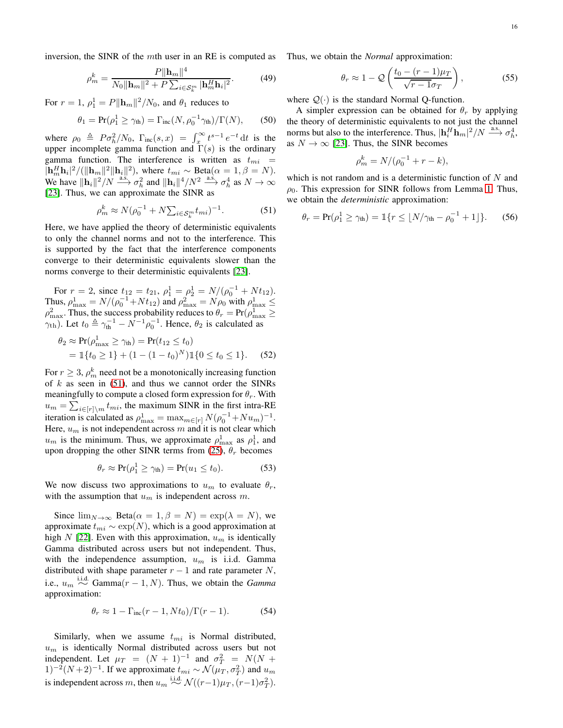inversion, the SINR of the $m$th user in an RE is computed as

$$\rho_m^k = \frac{P\|\mathbf{h}_m\|^4}{N_0\|\mathbf{h}_m\|^2 + P\sum_{i\in\mathcal{S}_k^m}|\mathbf{h}_m^H\mathbf{h}_i|^2}. \tag{49}$$

For $r=1$, $\rho_1^1 = P\|\mathbf{h}_m\|^2/N_0$, and $\theta_1$ reduces to

$$\theta_1 = \Pr(\rho_1^1 \geq \gamma_{\text{th}}) = \Gamma_{\text{inc}}(N, \rho_0^{-1}\gamma_{\text{th}})/\Gamma(N), \tag{50}$$

where $\rho_0 \triangleq P\sigma_h^2/N_0$, $\Gamma_{\text{inc}}(s,x) = \int_x^\infty t^{s-1}e^{-t}\,\mathrm{d}t$ is the upper incomplete gamma function and $\Gamma(s)$ is the ordinary gamma function. The interference is written as $t_{mi} = |\mathbf{h}_m^H\mathbf{h}_i|^2/(\|\mathbf{h}_m\|^2\|\mathbf{h}_i\|^2)$, where $t_{mi} \sim \text{Beta}(\alpha=1,\beta=N)$. We have $\|\mathbf{h}_i\|^2/N \xrightarrow{\text{a.s.}} \sigma_h^2$ and $\|\mathbf{h}_i\|^4/N^2 \xrightarrow{\text{a.s.}} \sigma_h^4$ as $N\to\infty$ [23]. Thus, we can approximate the SINR as

$$\rho_m^k \approx N(\rho_0^{-1} + N\textstyle\sum_{i\in\mathcal{S}_k^m} t_{mi})^{-1}. \tag{51}$$

Here, we have applied the theory of deterministic equivalents to only the channel norms and not to the interference. This is supported by the fact that the interference components converge to their deterministic equivalents slower than the norms converge to their deterministic equivalents [23].

For $r=2$, since $t_{12}=t_{21}$, $\rho_1^1 = \rho_2^1 = N/(\rho_0^{-1}+Nt_{12})$. Thus, $\rho_{\max}^1 = N/(\rho_0^{-1}+Nt_{12})$ and $\rho_{\max}^2 = N\rho_0$ with $\rho_{\max}^1 \leq \rho_{\max}^2$. Thus, the success probability reduces to $\theta_r = \Pr(\rho_{\max}^1 \geq \gamma_{\text{th}})$. Let $t_0 \triangleq \gamma_{\text{th}}^{-1} - N^{-1}\rho_0^{-1}$. Hence, $\theta_2$ is calculated as

$$\begin{aligned}\theta_2 &\approx \Pr(\rho_{\max}^1 \geq \gamma_{\text{th}}) = \Pr(t_{12} \leq t_0) \\ &= \mathbb{1}\{t_0 \geq 1\} + (1-(1-t_0)^N)\mathbb{1}\{0 \leq t_0 \leq 1\}.\end{aligned} \tag{52}$$

For $r \geq 3$, $\rho_m^k$ need not be a monotonically increasing function of $k$ as seen in (51), and thus we cannot order the SINRs meaningfully to compute a closed form expression for $\theta_r$. With $u_m = \sum_{i\in[r]\setminus m} t_{mi}$, the maximum SINR in the first intra-RE iteration is calculated as $\rho_{\max}^1 = \max_{m\in[r]} N(\rho_0^{-1}+Nu_m)^{-1}$. Here, $u_m$ is not independent across $m$ and it is not clear which $u_m$ is the minimum. Thus, we approximate $\rho_{\max}^1$ as $\rho_1^1$, and upon dropping the other SINR terms from (25), $\theta_r$ becomes

$$\theta_r \approx \Pr(\rho_1^1 \geq \gamma_{\text{th}}) = \Pr(u_1 \leq t_0). \tag{53}$$

We now discuss two approximations to $u_m$ to evaluate $\theta_r$, with the assumption that $u_m$ is independent across $m$.

Since $\lim_{N\to\infty} \text{Beta}(\alpha=1,\beta=N) = \exp(\lambda=N)$, we approximate $t_{mi} \sim \exp(N)$, which is a good approximation at high $N$ [22]. Even with this approximation, $u_m$ is identically Gamma distributed across users but not independent. Thus, with the independence assumption, $u_m$ is i.i.d. Gamma distributed with shape parameter $r-1$ and rate parameter $N$, i.e., $u_m \overset{\text{i.i.d.}}{\sim} \text{Gamma}(r-1,N)$. Thus, we obtain the *Gamma* approximation:

$$\theta_r \approx 1 - \Gamma_{\text{inc}}(r-1, Nt_0)/\Gamma(r-1). \tag{54}$$

Similarly, when we assume $t_{mi}$ is Normal distributed, $u_m$ is identically Normal distributed across users but not independent. Let $\mu_T = (N+1)^{-1}$ and $\sigma_T^2 = N(N+1)^{-2}(N+2)^{-1}$. If we approximate $t_{mi} \sim \mathcal{N}(\mu_T,\sigma_T^2)$ and $u_m$ is independent across $m$, then $u_m \overset{\text{i.i.d.}}{\sim} \mathcal{N}((r-1)\mu_T,(r-1)\sigma_T^2)$. Thus, we obtain the *Normal* approximation:

$$\theta_r \approx 1 - \mathcal{Q}\left(\frac{t_0-(r-1)\mu_T}{\sqrt{r-1}\,\sigma_T}\right), \tag{55}$$

where $\mathcal{Q}(\cdot)$ is the standard Normal Q-function.

A simpler expression can be obtained for $\theta_r$ by applying the theory of deterministic equivalents to not just the channel norms but also to the interference. Thus, $|\mathbf{h}_i^H\mathbf{h}_m|^2/N \xrightarrow{\text{a.s.}} \sigma_h^4$, as $N\to\infty$ [23]. Thus, the SINR becomes

$$\rho_m^k = N/(\rho_0^{-1}+r-k),$$

which is not random and is a deterministic function of $N$ and $\rho_0$. This expression for SINR follows from Lemma 1. Thus, we obtain the *deterministic* approximation:

$$\theta_r = \Pr(\rho_1^1 \geq \gamma_{\text{th}}) = \mathbb{1}\{r \leq \lfloor N/\gamma_{\text{th}} - \rho_0^{-1} + 1\rfloor\}. \tag{56}$$